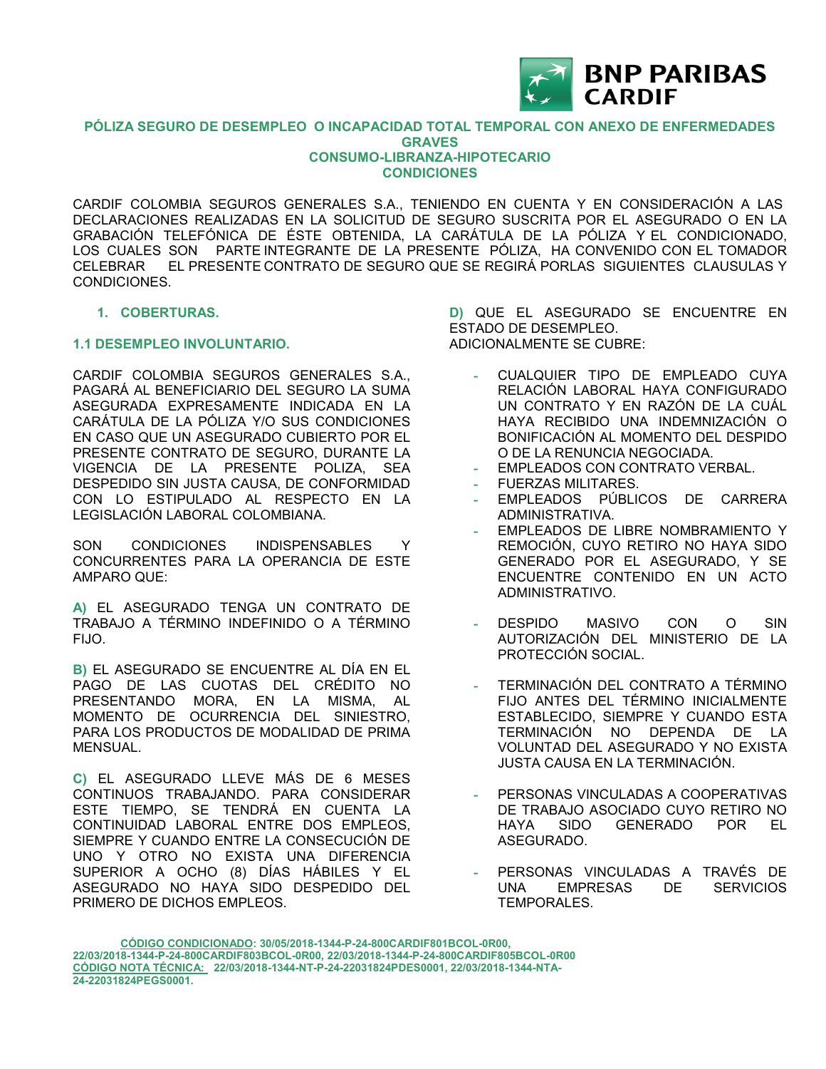# PÓLIZA SEGURO DE DESEMPLEO O INCAPACIDAD TOTAL TEMPORAL CON ANEXO DE ENFERMEDADES GRAVES
## CONSUMO-LIBRANZA-HIPOTECARIO
## CONDICIONES

CARDIF COLOMBIA SEGUROS GENERALES S.A., TENIENDO EN CUENTA Y EN CONSIDERACIÓN A LAS DECLARACIONES REALIZADAS EN LA SOLICITUD DE SEGURO SUSCRITA POR EL ASEGURADO O EN LA GRABACIÓN TELEFÓNICA DE ÉSTE OBTENIDA, LA CARÁTULA DE LA PÓLIZA Y EL CONDICIONADO, LOS CUALES SON PARTE INTEGRANTE DE LA PRESENTE PÓLIZA, HA CONVENIDO CON EL TOMADOR CELEBRAR EL PRESENTE CONTRATO DE SEGURO QUE SE REGIRÁ PORLAS SIGUIENTES CLAUSULAS Y CONDICIONES.

### 1. COBERTURAS.

#### 1.1 DESEMPLEO INVOLUNTARIO.

CARDIF COLOMBIA SEGUROS GENERALES S.A., PAGARÁ AL BENEFICIARIO DEL SEGURO LA SUMA ASEGURADA EXPRESAMENTE INDICADA EN LA CARÁTULA DE LA PÓLIZA Y/O SUS CONDICIONES EN CASO QUE UN ASEGURADO CUBIERTO POR EL PRESENTE CONTRATO DE SEGURO, DURANTE LA VIGENCIA DE LA PRESENTE POLIZA, SEA DESPEDIDO SIN JUSTA CAUSA, DE CONFORMIDAD CON LO ESTIPULADO AL RESPECTO EN LA LEGISLACIÓN LABORAL COLOMBIANA.

SON CONDICIONES INDISPENSABLES Y CONCURRENTES PARA LA OPERANCIA DE ESTE AMPARO QUE:

**A)** EL ASEGURADO TENGA UN CONTRATO DE TRABAJO A TÉRMINO INDEFINIDO O A TÉRMINO FIJO.

**B)** EL ASEGURADO SE ENCUENTRE AL DÍA EN EL PAGO DE LAS CUOTAS DEL CRÉDITO NO PRESENTANDO MORA, EN LA MISMA, AL MOMENTO DE OCURRENCIA DEL SINIESTRO, PARA LOS PRODUCTOS DE MODALIDAD DE PRIMA MENSUAL.

**C)** EL ASEGURADO LLEVE MÁS DE 6 MESES CONTINUOS TRABAJANDO. PARA CONSIDERAR ESTE TIEMPO, SE TENDRÁ EN CUENTA LA CONTINUIDAD LABORAL ENTRE DOS EMPLEOS, SIEMPRE Y CUANDO ENTRE LA CONSECUCIÓN DE UNO Y OTRO NO EXISTA UNA DIFERENCIA SUPERIOR A OCHO (8) DÍAS HÁBILES Y EL ASEGURADO NO HAYA SIDO DESPEDIDO DEL PRIMERO DE DICHOS EMPLEOS.

**D)** QUE EL ASEGURADO SE ENCUENTRE EN ESTADO DE DESEMPLEO.

ADICIONALMENTE SE CUBRE:

- CUALQUIER TIPO DE EMPLEADO CUYA RELACIÓN LABORAL HAYA CONFIGURADO UN CONTRATO Y EN RAZÓN DE LA CUÁL HAYA RECIBIDO UNA INDEMNIZACIÓN O BONIFICACIÓN AL MOMENTO DEL DESPIDO O DE LA RENUNCIA NEGOCIADA.
- EMPLEADOS CON CONTRATO VERBAL.
- FUERZAS MILITARES.
- EMPLEADOS PÚBLICOS DE CARRERA ADMINISTRATIVA.
- EMPLEADOS DE LIBRE NOMBRAMIENTO Y REMOCIÓN, CUYO RETIRO NO HAYA SIDO GENERADO POR EL ASEGURADO, Y SE ENCUENTRE CONTENIDO EN UN ACTO ADMINISTRATIVO.
- DESPIDO MASIVO CON O SIN AUTORIZACIÓN DEL MINISTERIO DE LA PROTECCIÓN SOCIAL.
- TERMINACIÓN DEL CONTRATO A TÉRMINO FIJO ANTES DEL TÉRMINO INICIALMENTE ESTABLECIDO, SIEMPRE Y CUANDO ESTA TERMINACIÓN NO DEPENDA DE LA VOLUNTAD DEL ASEGURADO Y NO EXISTA JUSTA CAUSA EN LA TERMINACIÓN.
- PERSONAS VINCULADAS A COOPERATIVAS DE TRABAJO ASOCIADO CUYO RETIRO NO HAYA SIDO GENERADO POR EL ASEGURADO.
- PERSONAS VINCULADAS A TRAVÉS DE UNA EMPRESAS DE SERVICIOS TEMPORALES.

**CÓDIGO CONDICIONADO: 30/05/2018-1344-P-24-800CARDIF801BCOL-0R00, 22/03/2018-1344-P-24-800CARDIF803BCOL-0R00, 22/03/2018-1344-P-24-800CARDIF805BCOL-0R00**
**CÓDIGO NOTA TÉCNICA: 22/03/2018-1344-NT-P-24-22031824PDES0001, 22/03/2018-1344-NTA-24-22031824PEGS0001.**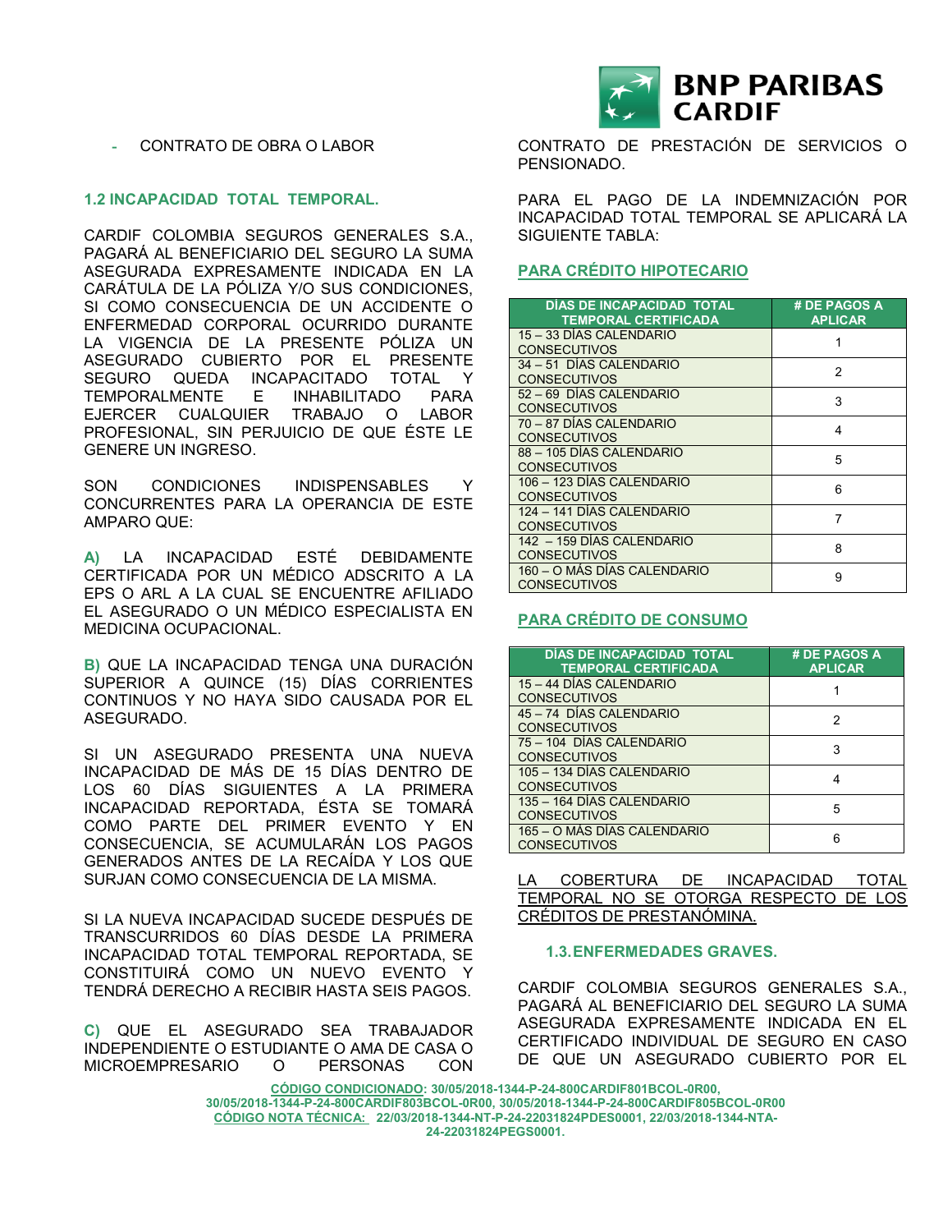- CONTRATO DE OBRA O LABOR

### 1.2 INCAPACIDAD TOTAL TEMPORAL.

CARDIF COLOMBIA SEGUROS GENERALES S.A., PAGARÁ AL BENEFICIARIO DEL SEGURO LA SUMA ASEGURADA EXPRESAMENTE INDICADA EN LA CARÁTULA DE LA PÓLIZA Y/O SUS CONDICIONES, SI COMO CONSECUENCIA DE UN ACCIDENTE O ENFERMEDAD CORPORAL OCURRIDO DURANTE LA VIGENCIA DE LA PRESENTE PÓLIZA UN ASEGURADO CUBIERTO POR EL PRESENTE SEGURO QUEDA INCAPACITADO TOTAL Y TEMPORALMENTE E INHABILITADO PARA EJERCER CUALQUIER TRABAJO O LABOR PROFESIONAL, SIN PERJUICIO DE QUE ÉSTE LE GENERE UN INGRESO.

SON CONDICIONES INDISPENSABLES Y CONCURRENTES PARA LA OPERANCIA DE ESTE AMPARO QUE:

**A)** LA INCAPACIDAD ESTÉ DEBIDAMENTE CERTIFICADA POR UN MÉDICO ADSCRITO A LA EPS O ARL A LA CUAL SE ENCUENTRE AFILIADO EL ASEGURADO O UN MÉDICO ESPECIALISTA EN MEDICINA OCUPACIONAL.

**B)** QUE LA INCAPACIDAD TENGA UNA DURACIÓN SUPERIOR A QUINCE (15) DÍAS CORRIENTES CONTINUOS Y NO HAYA SIDO CAUSADA POR EL ASEGURADO.

SI UN ASEGURADO PRESENTA UNA NUEVA INCAPACIDAD DE MÁS DE 15 DÍAS DENTRO DE LOS 60 DÍAS SIGUIENTES A LA PRIMERA INCAPACIDAD REPORTADA, ÉSTA SE TOMARÁ COMO PARTE DEL PRIMER EVENTO Y EN CONSECUENCIA, SE ACUMULARÁN LOS PAGOS GENERADOS ANTES DE LA RECAÍDA Y LOS QUE SURJAN COMO CONSECUENCIA DE LA MISMA.

SI LA NUEVA INCAPACIDAD SUCEDE DESPUÉS DE TRANSCURRIDOS 60 DÍAS DESDE LA PRIMERA INCAPACIDAD TOTAL TEMPORAL REPORTADA, SE CONSTITUIRÁ COMO UN NUEVO EVENTO Y TENDRÁ DERECHO A RECIBIR HASTA SEIS PAGOS.

**C)** QUE EL ASEGURADO SEA TRABAJADOR INDEPENDIENTE O ESTUDIANTE O AMA DE CASA O MICROEMPRESARIO O PERSONAS CON CONTRATO DE PRESTACIÓN DE SERVICIOS O PENSIONADO.

PARA EL PAGO DE LA INDEMNIZACIÓN POR INCAPACIDAD TOTAL TEMPORAL SE APLICARÁ LA SIGUIENTE TABLA:

**PARA CRÉDITO HIPOTECARIO**

| DÍAS DE INCAPACIDAD TOTAL TEMPORAL CERTIFICADA | # DE PAGOS A APLICAR |
|---|---|
| 15 – 33 DÍAS CALENDARIO CONSECUTIVOS | 1 |
| 34 – 51 DÍAS CALENDARIO CONSECUTIVOS | 2 |
| 52 – 69 DÍAS CALENDARIO CONSECUTIVOS | 3 |
| 70 – 87 DÍAS CALENDARIO CONSECUTIVOS | 4 |
| 88 – 105 DÍAS CALENDARIO CONSECUTIVOS | 5 |
| 106 – 123 DÍAS CALENDARIO CONSECUTIVOS | 6 |
| 124 – 141 DÍAS CALENDARIO CONSECUTIVOS | 7 |
| 142 – 159 DÍAS CALENDARIO CONSECUTIVOS | 8 |
| 160 – O MÁS DÍAS CALENDARIO CONSECUTIVOS | 9 |

**PARA CRÉDITO DE CONSUMO**

| DÍAS DE INCAPACIDAD TOTAL TEMPORAL CERTIFICADA | # DE PAGOS A APLICAR |
|---|---|
| 15 – 44 DÍAS CALENDARIO CONSECUTIVOS | 1 |
| 45 – 74 DÍAS CALENDARIO CONSECUTIVOS | 2 |
| 75 – 104 DÍAS CALENDARIO CONSECUTIVOS | 3 |
| 105 – 134 DÍAS CALENDARIO CONSECUTIVOS | 4 |
| 135 – 164 DÍAS CALENDARIO CONSECUTIVOS | 5 |
| 165 – O MÁS DÍAS CALENDARIO CONSECUTIVOS | 6 |

LA COBERTURA DE INCAPACIDAD TOTAL TEMPORAL NO SE OTORGA RESPECTO DE LOS CRÉDITOS DE PRESTANÓMINA.

### 1.3. ENFERMEDADES GRAVES.

CARDIF COLOMBIA SEGUROS GENERALES S.A., PAGARÁ AL BENEFICIARIO DEL SEGURO LA SUMA ASEGURADA EXPRESAMENTE INDICADA EN EL CERTIFICADO INDIVIDUAL DE SEGURO EN CASO DE QUE UN ASEGURADO CUBIERTO POR EL

**CÓDIGO CONDICIONADO: 30/05/2018-1344-P-24-800CARDIF801BCOL-0R00, 30/05/2018-1344-P-24-800CARDIF803BCOL-0R00, 30/05/2018-1344-P-24-800CARDIF805BCOL-0R00**
**CÓDIGO NOTA TÉCNICA: 22/03/2018-1344-NT-P-24-22031824PDES0001, 22/03/2018-1344-NTA-24-22031824PEGS0001.**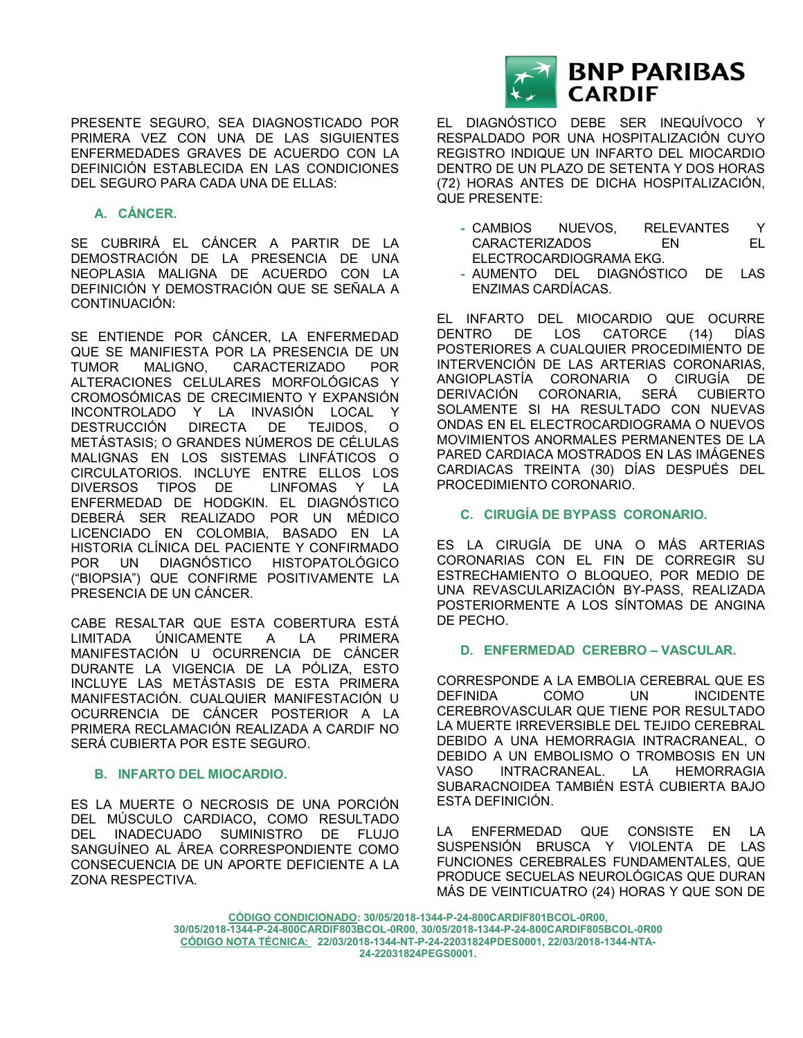PRESENTE SEGURO, SEA DIAGNOSTICADO POR PRIMERA VEZ CON UNA DE LAS SIGUIENTES ENFERMEDADES GRAVES DE ACUERDO CON LA DEFINICIÓN ESTABLECIDA EN LAS CONDICIONES DEL SEGURO PARA CADA UNA DE ELLAS:

### A. CÁNCER.

SE CUBRIRÁ EL CÁNCER A PARTIR DE LA DEMOSTRACIÓN DE LA PRESENCIA DE UNA NEOPLASIA MALIGNA DE ACUERDO CON LA DEFINICIÓN Y DEMOSTRACIÓN QUE SE SEÑALA A CONTINUACIÓN:

SE ENTIENDE POR CÁNCER, LA ENFERMEDAD QUE SE MANIFIESTA POR LA PRESENCIA DE UN TUMOR MALIGNO, CARACTERIZADO POR ALTERACIONES CELULARES MORFOLÓGICAS Y CROMOSÓMICAS DE CRECIMIENTO Y EXPANSIÓN INCONTROLADO Y LA INVASIÓN LOCAL Y DESTRUCCIÓN DIRECTA DE TEJIDOS, O METÁSTASIS; O GRANDES NÚMEROS DE CÉLULAS MALIGNAS EN LOS SISTEMAS LINFÁTICOS O CIRCULATORIOS. INCLUYE ENTRE ELLOS LOS DIVERSOS TIPOS DE LINFOMAS Y LA ENFERMEDAD DE HODGKIN. EL DIAGNÓSTICO DEBERÁ SER REALIZADO POR UN MÉDICO LICENCIADO EN COLOMBIA, BASADO EN LA HISTORIA CLÍNICA DEL PACIENTE Y CONFIRMADO POR UN DIAGNÓSTICO HISTOPATOLÓGICO ("BIOPSIA") QUE CONFIRME POSITIVAMENTE LA PRESENCIA DE UN CÁNCER.

CABE RESALTAR QUE ESTA COBERTURA ESTÁ LIMITADA ÚNICAMENTE A LA PRIMERA MANIFESTACIÓN U OCURRENCIA DE CÁNCER DURANTE LA VIGENCIA DE LA PÓLIZA, ESTO INCLUYE LAS METÁSTASIS DE ESTA PRIMERA MANIFESTACIÓN. CUALQUIER MANIFESTACIÓN U OCURRENCIA DE CÁNCER POSTERIOR A LA PRIMERA RECLAMACIÓN REALIZADA A CARDIF NO SERÁ CUBIERTA POR ESTE SEGURO.

### B. INFARTO DEL MIOCARDIO.

ES LA MUERTE O NECROSIS DE UNA PORCIÓN DEL MÚSCULO CARDIACO, COMO RESULTADO DEL INADECUADO SUMINISTRO DE FLUJO SANGUÍNEO AL ÁREA CORRESPONDIENTE COMO CONSECUENCIA DE UN APORTE DEFICIENTE A LA ZONA RESPECTIVA.

EL DIAGNÓSTICO DEBE SER INEQUÍVOCO Y RESPALDADO POR UNA HOSPITALIZACIÓN CUYO REGISTRO INDIQUE UN INFARTO DEL MIOCARDIO DENTRO DE UN PLAZO DE SETENTA Y DOS HORAS (72) HORAS ANTES DE DICHA HOSPITALIZACIÓN, QUE PRESENTE:

- CAMBIOS NUEVOS, RELEVANTES Y CARACTERIZADOS EN EL ELECTROCARDIOGRAMA EKG.
- AUMENTO DEL DIAGNÓSTICO DE LAS ENZIMAS CARDÍACAS.

EL INFARTO DEL MIOCARDIO QUE OCURRE DENTRO DE LOS CATORCE (14) DÍAS POSTERIORES A CUALQUIER PROCEDIMIENTO DE INTERVENCIÓN DE LAS ARTERIAS CORONARIAS, ANGIOPLASTÍA CORONARIA O CIRUGÍA DE DERIVACIÓN CORONARIA, SERÁ CUBIERTO SOLAMENTE SI HA RESULTADO CON NUEVAS ONDAS EN EL ELECTROCARDIOGRAMA O NUEVOS MOVIMIENTOS ANORMALES PERMANENTES DE LA PARED CARDIACA MOSTRADOS EN LAS IMÁGENES CARDIACAS TREINTA (30) DÍAS DESPUÉS DEL PROCEDIMIENTO CORONARIO.

### C. CIRUGÍA DE BYPASS CORONARIO.

ES LA CIRUGÍA DE UNA O MÁS ARTERIAS CORONARIAS CON EL FIN DE CORREGIR SU ESTRECHAMIENTO O BLOQUEO, POR MEDIO DE UNA REVASCULARIZACIÓN BY-PASS, REALIZADA POSTERIORMENTE A LOS SÍNTOMAS DE ANGINA DE PECHO.

### D. ENFERMEDAD CEREBRO – VASCULAR.

CORRESPONDE A LA EMBOLIA CEREBRAL QUE ES DEFINIDA COMO UN INCIDENTE CEREBROVASCULAR QUE TIENE POR RESULTADO LA MUERTE IRREVERSIBLE DEL TEJIDO CEREBRAL DEBIDO A UNA HEMORRAGIA INTRACRANEAL, O DEBIDO A UN EMBOLISMO O TROMBOSIS EN UN VASO INTRACRANEAL. LA HEMORRAGIA SUBARACNOIDEA TAMBIÉN ESTÁ CUBIERTA BAJO ESTA DEFINICIÓN.

LA ENFERMEDAD QUE CONSISTE EN LA SUSPENSIÓN BRUSCA Y VIOLENTA DE LAS FUNCIONES CEREBRALES FUNDAMENTALES, QUE PRODUCE SECUELAS NEUROLÓGICAS QUE DURAN MÁS DE VEINTICUATRO (24) HORAS Y QUE SON DE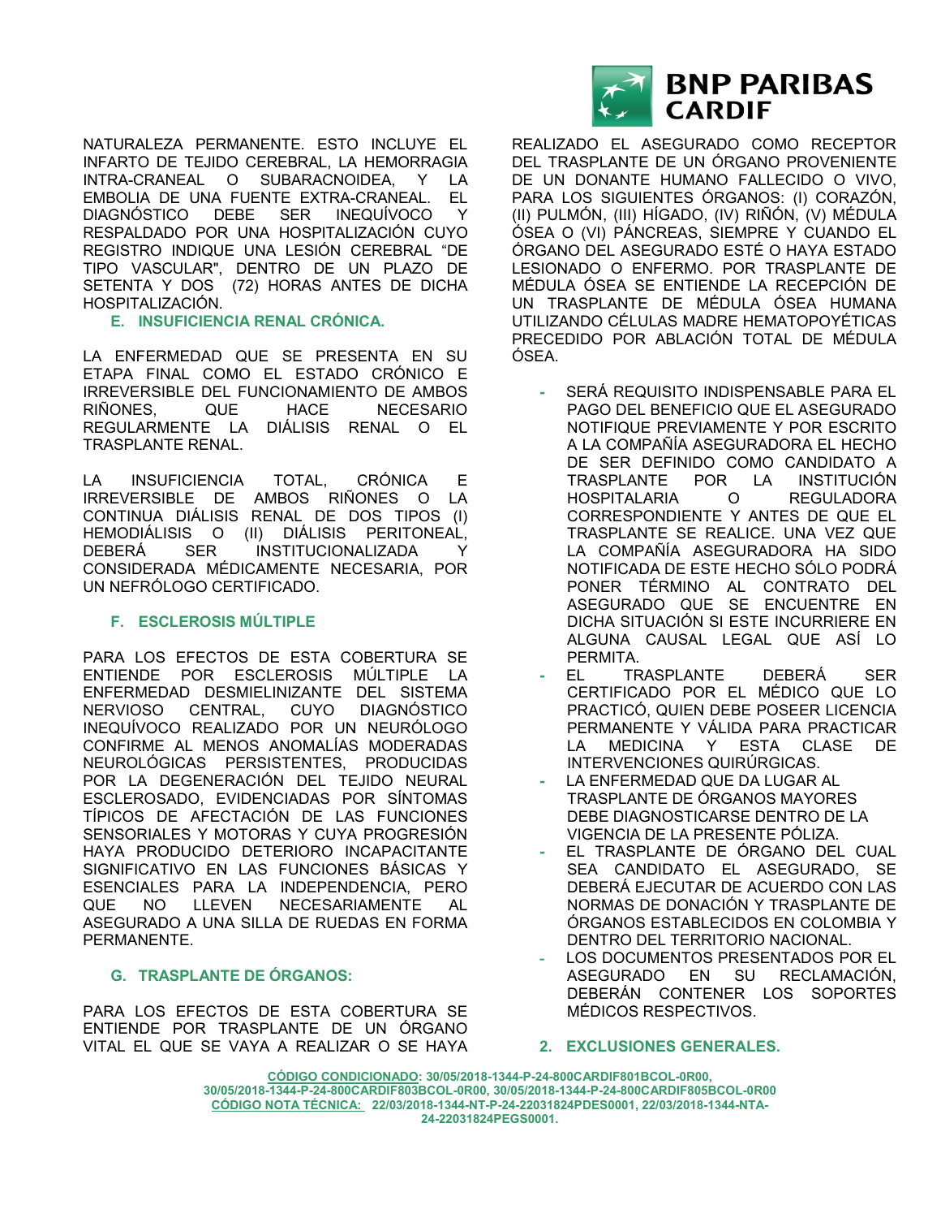NATURALEZA PERMANENTE. ESTO INCLUYE EL INFARTO DE TEJIDO CEREBRAL, LA HEMORRAGIA INTRA-CRANEAL O SUBARACNOIDEA, Y LA EMBOLIA DE UNA FUENTE EXTRA-CRANEAL. EL DIAGNÓSTICO DEBE SER INEQUÍVOCO Y RESPALDADO POR UNA HOSPITALIZACIÓN CUYO REGISTRO INDIQUE UNA LESIÓN CEREBRAL "DE TIPO VASCULAR", DENTRO DE UN PLAZO DE SETENTA Y DOS (72) HORAS ANTES DE DICHA HOSPITALIZACIÓN.

### E. INSUFICIENCIA RENAL CRÓNICA.

LA ENFERMEDAD QUE SE PRESENTA EN SU ETAPA FINAL COMO EL ESTADO CRÓNICO E IRREVERSIBLE DEL FUNCIONAMIENTO DE AMBOS RIÑONES, QUE HACE NECESARIO REGULARMENTE LA DIÁLISIS RENAL O EL TRASPLANTE RENAL.

LA INSUFICIENCIA TOTAL, CRÓNICA E IRREVERSIBLE DE AMBOS RIÑONES O LA CONTINUA DIÁLISIS RENAL DE DOS TIPOS (I) HEMODIÁLISIS O (II) DIÁLISIS PERITONEAL, DEBERÁ SER INSTITUCIONALIZADA Y CONSIDERADA MÉDICAMENTE NECESARIA, POR UN NEFRÓLOGO CERTIFICADO.

### F. ESCLEROSIS MÚLTIPLE

PARA LOS EFECTOS DE ESTA COBERTURA SE ENTIENDE POR ESCLEROSIS MÚLTIPLE LA ENFERMEDAD DESMIELINIZANTE DEL SISTEMA NERVIOSO CENTRAL, CUYO DIAGNÓSTICO INEQUÍVOCO REALIZADO POR UN NEURÓLOGO CONFIRME AL MENOS ANOMALÍAS MODERADAS NEUROLÓGICAS PERSISTENTES, PRODUCIDAS POR LA DEGENERACIÓN DEL TEJIDO NEURAL ESCLEROSADO, EVIDENCIADAS POR SÍNTOMAS TÍPICOS DE AFECTACIÓN DE LAS FUNCIONES SENSORIALES Y MOTORAS Y CUYA PROGRESIÓN HAYA PRODUCIDO DETERIORO INCAPACITANTE SIGNIFICATIVO EN LAS FUNCIONES BÁSICAS Y ESENCIALES PARA LA INDEPENDENCIA, PERO QUE NO LLEVEN NECESARIAMENTE AL ASEGURADO A UNA SILLA DE RUEDAS EN FORMA PERMANENTE.

### G. TRASPLANTE DE ÓRGANOS:

PARA LOS EFECTOS DE ESTA COBERTURA SE ENTIENDE POR TRASPLANTE DE UN ÓRGANO VITAL EL QUE SE VAYA A REALIZAR O SE HAYA REALIZADO EL ASEGURADO COMO RECEPTOR DEL TRASPLANTE DE UN ÓRGANO PROVENIENTE DE UN DONANTE HUMANO FALLECIDO O VIVO, PARA LOS SIGUIENTES ÓRGANOS: (I) CORAZÓN, (II) PULMÓN, (III) HÍGADO, (IV) RIÑÓN, (V) MÉDULA ÓSEA O (VI) PÁNCREAS, SIEMPRE Y CUANDO EL ÓRGANO DEL ASEGURADO ESTÉ O HAYA ESTADO LESIONADO O ENFERMO. POR TRASPLANTE DE MÉDULA ÓSEA SE ENTIENDE LA RECEPCIÓN DE UN TRASPLANTE DE MÉDULA ÓSEA HUMANA UTILIZANDO CÉLULAS MADRE HEMATOPOYÉTICAS PRECEDIDO POR ABLACIÓN TOTAL DE MÉDULA ÓSEA.

- SERÁ REQUISITO INDISPENSABLE PARA EL PAGO DEL BENEFICIO QUE EL ASEGURADO NOTIFIQUE PREVIAMENTE Y POR ESCRITO A LA COMPAÑÍA ASEGURADORA EL HECHO DE SER DEFINIDO COMO CANDIDATO A TRASPLANTE POR LA INSTITUCIÓN HOSPITALARIA O REGULADORA CORRESPONDIENTE Y ANTES DE QUE EL TRASPLANTE SE REALICE. UNA VEZ QUE LA COMPAÑÍA ASEGURADORA HA SIDO NOTIFICADA DE ESTE HECHO SÓLO PODRÁ PONER TÉRMINO AL CONTRATO DEL ASEGURADO QUE SE ENCUENTRE EN DICHA SITUACIÓN SI ESTE INCURRIERE EN ALGUNA CAUSAL LEGAL QUE ASÍ LO PERMITA.
- EL TRASPLANTE DEBERÁ SER CERTIFICADO POR EL MÉDICO QUE LO PRACTICÓ, QUIEN DEBE POSEER LICENCIA PERMANENTE Y VÁLIDA PARA PRACTICAR LA MEDICINA Y ESTA CLASE DE INTERVENCIONES QUIRÚRGICAS.
- LA ENFERMEDAD QUE DA LUGAR AL TRASPLANTE DE ÓRGANOS MAYORES DEBE DIAGNOSTICARSE DENTRO DE LA VIGENCIA DE LA PRESENTE PÓLIZA.
- EL TRASPLANTE DE ÓRGANO DEL CUAL SEA CANDIDATO EL ASEGURADO, SE DEBERÁ EJECUTAR DE ACUERDO CON LAS NORMAS DE DONACIÓN Y TRASPLANTE DE ÓRGANOS ESTABLECIDOS EN COLOMBIA Y DENTRO DEL TERRITORIO NACIONAL.
- LOS DOCUMENTOS PRESENTADOS POR EL ASEGURADO EN SU RECLAMACIÓN, DEBERÁN CONTENER LOS SOPORTES MÉDICOS RESPECTIVOS.

## 2. EXCLUSIONES GENERALES.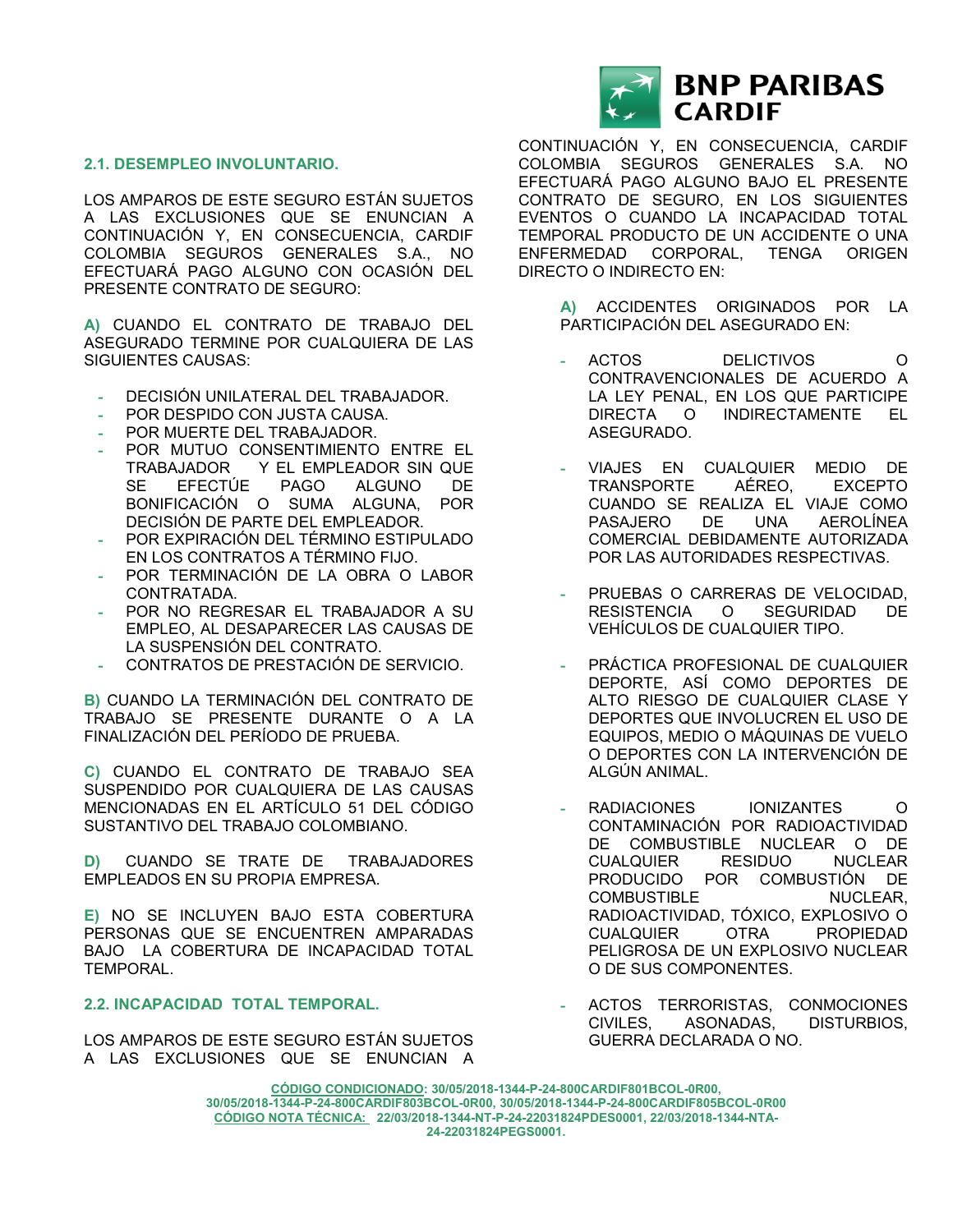### 2.1. DESEMPLEO INVOLUNTARIO.

LOS AMPAROS DE ESTE SEGURO ESTÁN SUJETOS A LAS EXCLUSIONES QUE SE ENUNCIAN A CONTINUACIÓN Y, EN CONSECUENCIA, CARDIF COLOMBIA SEGUROS GENERALES S.A., NO EFECTUARÁ PAGO ALGUNO CON OCASIÓN DEL PRESENTE CONTRATO DE SEGURO:

**A)** CUANDO EL CONTRATO DE TRABAJO DEL ASEGURADO TERMINE POR CUALQUIERA DE LAS SIGUIENTES CAUSAS:

- DECISIÓN UNILATERAL DEL TRABAJADOR.
- POR DESPIDO CON JUSTA CAUSA.
- POR MUERTE DEL TRABAJADOR.
- POR MUTUO CONSENTIMIENTO ENTRE EL TRABAJADOR Y EL EMPLEADOR SIN QUE SE EFECTÚE PAGO ALGUNO DE BONIFICACIÓN O SUMA ALGUNA, POR DECISIÓN DE PARTE DEL EMPLEADOR.
- POR EXPIRACIÓN DEL TÉRMINO ESTIPULADO EN LOS CONTRATOS A TÉRMINO FIJO.
- POR TERMINACIÓN DE LA OBRA O LABOR CONTRATADA.
- POR NO REGRESAR EL TRABAJADOR A SU EMPLEO, AL DESAPARECER LAS CAUSAS DE LA SUSPENSIÓN DEL CONTRATO.
- CONTRATOS DE PRESTACIÓN DE SERVICIO.

**B)** CUANDO LA TERMINACIÓN DEL CONTRATO DE TRABAJO SE PRESENTE DURANTE O A LA FINALIZACIÓN DEL PERÍODO DE PRUEBA.

**C)** CUANDO EL CONTRATO DE TRABAJO SEA SUSPENDIDO POR CUALQUIERA DE LAS CAUSAS MENCIONADAS EN EL ARTÍCULO 51 DEL CÓDIGO SUSTANTIVO DEL TRABAJO COLOMBIANO.

**D)** CUANDO SE TRATE DE TRABAJADORES EMPLEADOS EN SU PROPIA EMPRESA.

**E)** NO SE INCLUYEN BAJO ESTA COBERTURA PERSONAS QUE SE ENCUENTREN AMPARADAS BAJO LA COBERTURA DE INCAPACIDAD TOTAL TEMPORAL.

### 2.2. INCAPACIDAD TOTAL TEMPORAL.

LOS AMPAROS DE ESTE SEGURO ESTÁN SUJETOS A LAS EXCLUSIONES QUE SE ENUNCIAN A CONTINUACIÓN Y, EN CONSECUENCIA, CARDIF COLOMBIA SEGUROS GENERALES S.A. NO EFECTUARÁ PAGO ALGUNO BAJO EL PRESENTE CONTRATO DE SEGURO, EN LOS SIGUIENTES EVENTOS O CUANDO LA INCAPACIDAD TOTAL TEMPORAL PRODUCTO DE UN ACCIDENTE O UNA ENFERMEDAD CORPORAL, TENGA ORIGEN DIRECTO O INDIRECTO EN:

**A)** ACCIDENTES ORIGINADOS POR LA PARTICIPACIÓN DEL ASEGURADO EN:

- ACTOS DELICTIVOS O CONTRAVENCIONALES DE ACUERDO A LA LEY PENAL, EN LOS QUE PARTICIPE DIRECTA O INDIRECTAMENTE EL ASEGURADO.
- VIAJES EN CUALQUIER MEDIO DE TRANSPORTE AÉREO, EXCEPTO CUANDO SE REALIZA EL VIAJE COMO PASAJERO DE UNA AEROLÍNEA COMERCIAL DEBIDAMENTE AUTORIZADA POR LAS AUTORIDADES RESPECTIVAS.
- PRUEBAS O CARRERAS DE VELOCIDAD, RESISTENCIA O SEGURIDAD DE VEHÍCULOS DE CUALQUIER TIPO.
- PRÁCTICA PROFESIONAL DE CUALQUIER DEPORTE, ASÍ COMO DEPORTES DE ALTO RIESGO DE CUALQUIER CLASE Y DEPORTES QUE INVOLUCREN EL USO DE EQUIPOS, MEDIO O MÁQUINAS DE VUELO O DEPORTES CON LA INTERVENCIÓN DE ALGÚN ANIMAL.
- RADIACIONES IONIZANTES O CONTAMINACIÓN POR RADIOACTIVIDAD DE COMBUSTIBLE NUCLEAR O DE CUALQUIER RESIDUO NUCLEAR PRODUCIDO POR COMBUSTIÓN DE COMBUSTIBLE NUCLEAR, RADIOACTIVIDAD, TÓXICO, EXPLOSIVO O CUALQUIER OTRA PROPIEDAD PELIGROSA DE UN EXPLOSIVO NUCLEAR O DE SUS COMPONENTES.
- ACTOS TERRORISTAS, CONMOCIONES CIVILES, ASONADAS, DISTURBIOS, GUERRA DECLARADA O NO.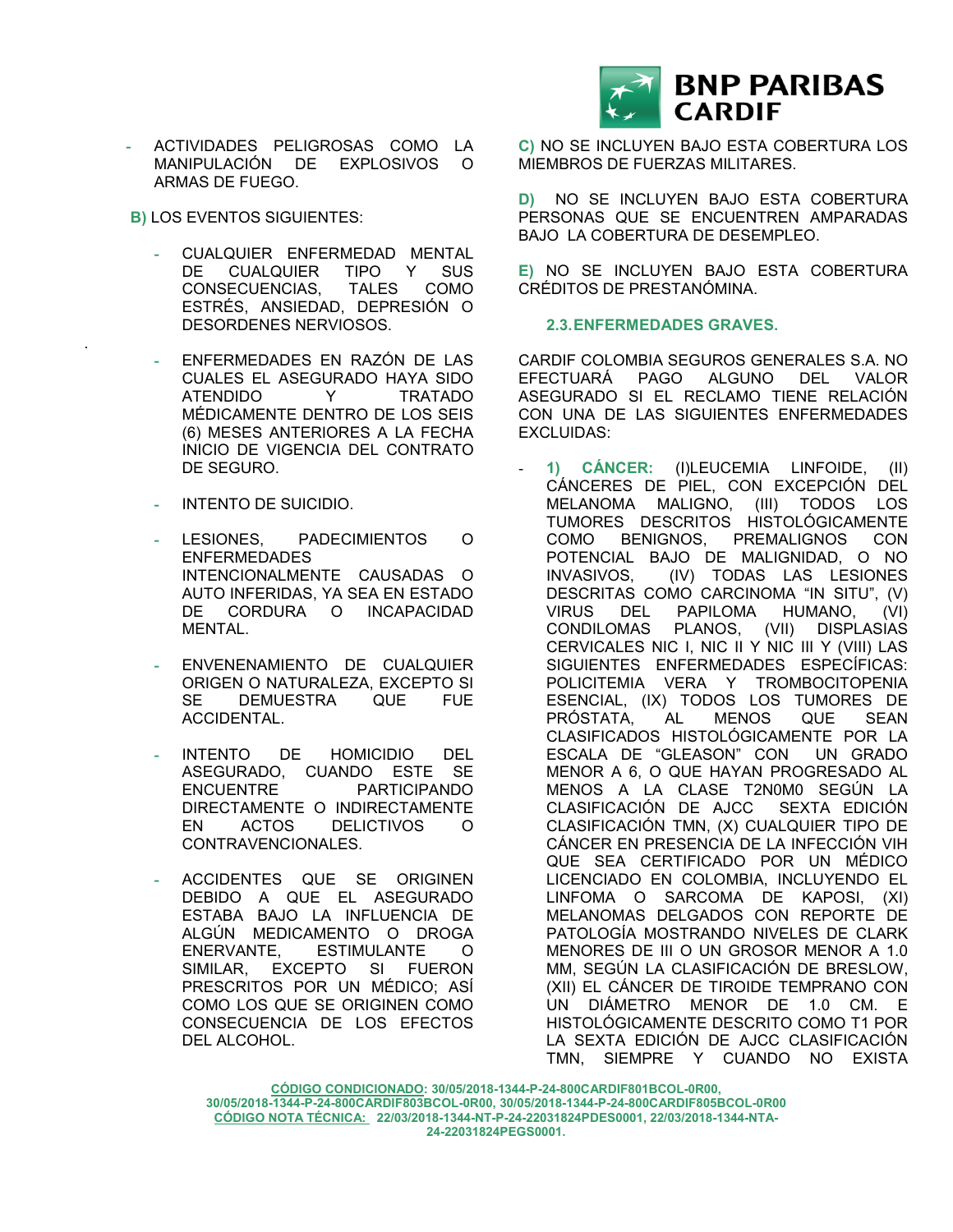- ACTIVIDADES PELIGROSAS COMO LA MANIPULACIÓN DE EXPLOSIVOS O ARMAS DE FUEGO.

**B)** LOS EVENTOS SIGUIENTES:

- CUALQUIER ENFERMEDAD MENTAL DE CUALQUIER TIPO Y SUS CONSECUENCIAS, TALES COMO ESTRÉS, ANSIEDAD, DEPRESIÓN O DESORDENES NERVIOSOS.

- ENFERMEDADES EN RAZÓN DE LAS CUALES EL ASEGURADO HAYA SIDO ATENDIDO Y TRATADO MÉDICAMENTE DENTRO DE LOS SEIS (6) MESES ANTERIORES A LA FECHA INICIO DE VIGENCIA DEL CONTRATO DE SEGURO.

- INTENTO DE SUICIDIO.

- LESIONES, PADECIMIENTOS O ENFERMEDADES INTENCIONALMENTE CAUSADAS O AUTO INFERIDAS, YA SEA EN ESTADO DE CORDURA O INCAPACIDAD MENTAL.

- ENVENENAMIENTO DE CUALQUIER ORIGEN O NATURALEZA, EXCEPTO SI SE DEMUESTRA QUE FUE ACCIDENTAL.

- INTENTO DE HOMICIDIO DEL ASEGURADO, CUANDO ESTE SE ENCUENTRE PARTICIPANDO DIRECTAMENTE O INDIRECTAMENTE EN ACTOS DELICTIVOS O CONTRAVENCIONALES.

- ACCIDENTES QUE SE ORIGINEN DEBIDO A QUE EL ASEGURADO ESTABA BAJO LA INFLUENCIA DE ALGÚN MEDICAMENTO O DROGA ENERVANTE, ESTIMULANTE O SIMILAR, EXCEPTO SI FUERON PRESCRITOS POR UN MÉDICO; ASÍ COMO LOS QUE SE ORIGINEN COMO CONSECUENCIA DE LOS EFECTOS DEL ALCOHOL.

**C)** NO SE INCLUYEN BAJO ESTA COBERTURA LOS MIEMBROS DE FUERZAS MILITARES.

**D)** NO SE INCLUYEN BAJO ESTA COBERTURA PERSONAS QUE SE ENCUENTREN AMPARADAS BAJO LA COBERTURA DE DESEMPLEO.

**E)** NO SE INCLUYEN BAJO ESTA COBERTURA CRÉDITOS DE PRESTANÓMINA.

### 2.3. ENFERMEDADES GRAVES.

CARDIF COLOMBIA SEGUROS GENERALES S.A. NO EFECTUARÁ PAGO ALGUNO DEL VALOR ASEGURADO SI EL RECLAMO TIENE RELACIÓN CON UNA DE LAS SIGUIENTES ENFERMEDADES EXCLUIDAS:

- **1) CÁNCER:** (I)LEUCEMIA LINFOIDE, (II) CÁNCERES DE PIEL, CON EXCEPCIÓN DEL MELANOMA MALIGNO, (III) TODOS LOS TUMORES DESCRITOS HISTOLÓGICAMENTE COMO BENIGNOS, PREMALIGNOS CON POTENCIAL BAJO DE MALIGNIDAD, O NO INVASIVOS, (IV) TODAS LAS LESIONES DESCRITAS COMO CARCINOMA "IN SITU", (V) VIRUS DEL PAPILOMA HUMANO, (VI) CONDILOMAS PLANOS, (VII) DISPLASIAS CERVICALES NIC I, NIC II Y NIC III Y (VIII) LAS SIGUIENTES ENFERMEDADES ESPECÍFICAS: POLICITEMIA VERA Y TROMBOCITOPENIA ESENCIAL, (IX) TODOS LOS TUMORES DE PRÓSTATA, AL MENOS QUE SEAN CLASIFICADOS HISTOLÓGICAMENTE POR LA ESCALA DE "GLEASON" CON UN GRADO MENOR A 6, O QUE HAYAN PROGRESADO AL MENOS A LA CLASE T2N0M0 SEGÚN LA CLASIFICACIÓN DE AJCC SEXTA EDICIÓN CLASIFICACIÓN TMN, (X) CUALQUIER TIPO DE CÁNCER EN PRESENCIA DE LA INFECCIÓN VIH QUE SEA CERTIFICADO POR UN MÉDICO LICENCIADO EN COLOMBIA, INCLUYENDO EL LINFOMA O SARCOMA DE KAPOSI, (XI) MELANOMAS DELGADOS CON REPORTE DE PATOLOGÍA MOSTRANDO NIVELES DE CLARK MENORES DE III O UN GROSOR MENOR A 1.0 MM, SEGÚN LA CLASIFICACIÓN DE BRESLOW, (XII) EL CÁNCER DE TIROIDE TEMPRANO CON UN DIÁMETRO MENOR DE 1.0 CM. E HISTOLÓGICAMENTE DESCRITO COMO T1 POR LA SEXTA EDICIÓN DE AJCC CLASIFICACIÓN TMN, SIEMPRE Y CUANDO NO EXISTA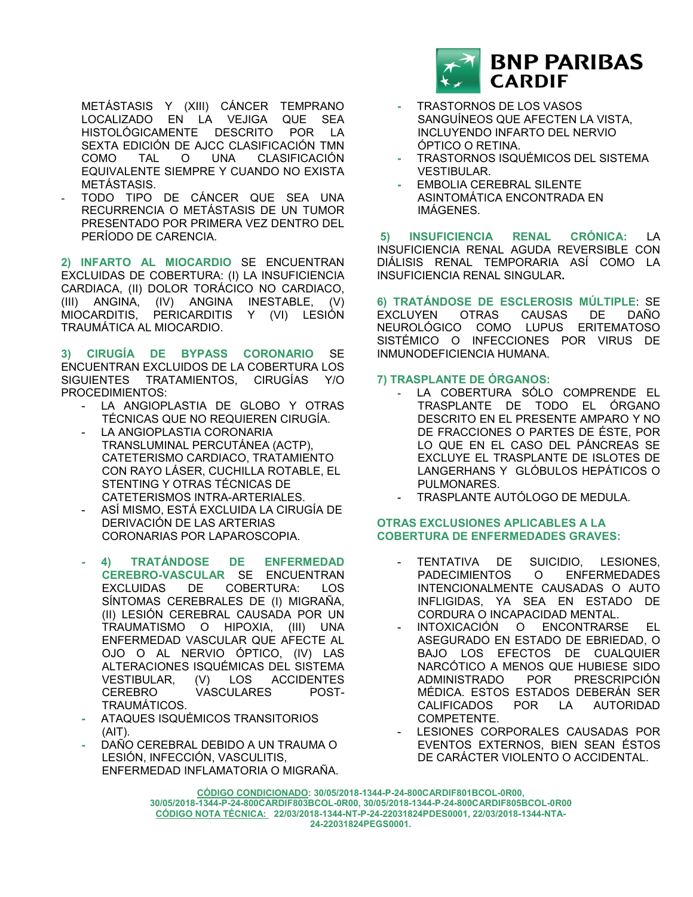METÁSTASIS Y (XIII) CÁNCER TEMPRANO LOCALIZADO EN LA VEJIGA QUE SEA HISTOLÓGICAMENTE DESCRITO POR LA SEXTA EDICIÓN DE AJCC CLASIFICACIÓN TMN COMO TAL O UNA CLASIFICACIÓN EQUIVALENTE SIEMPRE Y CUANDO NO EXISTA METÁSTASIS.

- TODO TIPO DE CÁNCER QUE SEA UNA RECURRENCIA O METÁSTASIS DE UN TUMOR PRESENTADO POR PRIMERA VEZ DENTRO DEL PERÍODO DE CARENCIA.

**2) INFARTO AL MIOCARDIO** SE ENCUENTRAN EXCLUIDAS DE COBERTURA: (I) LA INSUFICIENCIA CARDIACA, (II) DOLOR TORÁCICO NO CARDIACO, (III) ANGINA, (IV) ANGINA INESTABLE, (V) MIOCARDITIS, PERICARDITIS Y (VI) LESIÓN TRAUMÁTICA AL MIOCARDIO.

**3) CIRUGÍA DE BYPASS CORONARIO** SE ENCUENTRAN EXCLUIDOS DE LA COBERTURA LOS SIGUIENTES TRATAMIENTOS, CIRUGÍAS Y/O PROCEDIMIENTOS:

- LA ANGIOPLASTIA DE GLOBO Y OTRAS TÉCNICAS QUE NO REQUIEREN CIRUGÍA.
- LA ANGIOPLASTIA CORONARIA TRANSLUMINAL PERCUTÁNEA (ACTP), CATETERISMO CARDIACO, TRATAMIENTO CON RAYO LÁSER, CUCHILLA ROTABLE, EL STENTING Y OTRAS TÉCNICAS DE CATETERISMOS INTRA-ARTERIALES.
- ASÍ MISMO, ESTÁ EXCLUIDA LA CIRUGÍA DE DERIVACIÓN DE LAS ARTERIAS CORONARIAS POR LAPAROSCOPIA.

- **4) TRATÁNDOSE DE ENFERMEDAD CEREBRO-VASCULAR** SE ENCUENTRAN EXCLUIDAS DE COBERTURA: LOS SÍNTOMAS CEREBRALES DE (I) MIGRAÑA, (II) LESIÓN CEREBRAL CAUSADA POR UN TRAUMATISMO O HIPOXIA, (III) UNA ENFERMEDAD VASCULAR QUE AFECTE AL OJO O AL NERVIO ÓPTICO, (IV) LAS ALTERACIONES ISQUÉMICAS DEL SISTEMA VESTIBULAR, (V) LOS ACCIDENTES CEREBRO VASCULARES POST-TRAUMÁTICOS.
- ATAQUES ISQUÉMICOS TRANSITORIOS (AIT).
- DAÑO CEREBRAL DEBIDO A UN TRAUMA O LESIÓN, INFECCIÓN, VASCULITIS, ENFERMEDAD INFLAMATORIA O MIGRAÑA.
- TRASTORNOS DE LOS VASOS SANGUÍNEOS QUE AFECTEN LA VISTA, INCLUYENDO INFARTO DEL NERVIO ÓPTICO O RETINA.
- TRASTORNOS ISQUÉMICOS DEL SISTEMA VESTIBULAR.
- EMBOLIA CEREBRAL SILENTE ASINTOMÁTICA ENCONTRADA EN IMÁGENES.

**5) INSUFICIENCIA RENAL CRÓNICA:** LA INSUFICIENCIA RENAL AGUDA REVERSIBLE CON DIÁLISIS RENAL TEMPORARIA ASÍ COMO LA INSUFICIENCIA RENAL SINGULAR**.**

**6) TRATÁNDOSE DE ESCLEROSIS MÚLTIPLE**: SE EXCLUYEN OTRAS CAUSAS DE DAÑO NEUROLÓGICO COMO LUPUS ERITEMATOSO SISTÉMICO O INFECCIONES POR VIRUS DE INMUNODEFICIENCIA HUMANA.

**7) TRASPLANTE DE ÓRGANOS:**

- LA COBERTURA SÓLO COMPRENDE EL TRASPLANTE DE TODO EL ÓRGANO DESCRITO EN EL PRESENTE AMPARO Y NO DE FRACCIONES O PARTES DE ÉSTE, POR LO QUE EN EL CASO DEL PÁNCREAS SE EXCLUYE EL TRASPLANTE DE ISLOTES DE LANGERHANS Y GLÓBULOS HEPÁTICOS O PULMONARES.
- TRASPLANTE AUTÓLOGO DE MEDULA.

**OTRAS EXCLUSIONES APLICABLES A LA COBERTURA DE ENFERMEDADES GRAVES:**

- TENTATIVA DE SUICIDIO, LESIONES, PADECIMIENTOS O ENFERMEDADES INTENCIONALMENTE CAUSADAS O AUTO INFLIGIDAS, YA SEA EN ESTADO DE CORDURA O INCAPACIDAD MENTAL.
- INTOXICACIÓN O ENCONTRARSE EL ASEGURADO EN ESTADO DE EBRIEDAD, O BAJO LOS EFECTOS DE CUALQUIER NARCÓTICO A MENOS QUE HUBIESE SIDO ADMINISTRADO POR PRESCRIPCIÓN MÉDICA. ESTOS ESTADOS DEBERÁN SER CALIFICADOS POR LA AUTORIDAD COMPETENTE.
- LESIONES CORPORALES CAUSADAS POR EVENTOS EXTERNOS, BIEN SEAN ÉSTOS DE CARÁCTER VIOLENTO O ACCIDENTAL.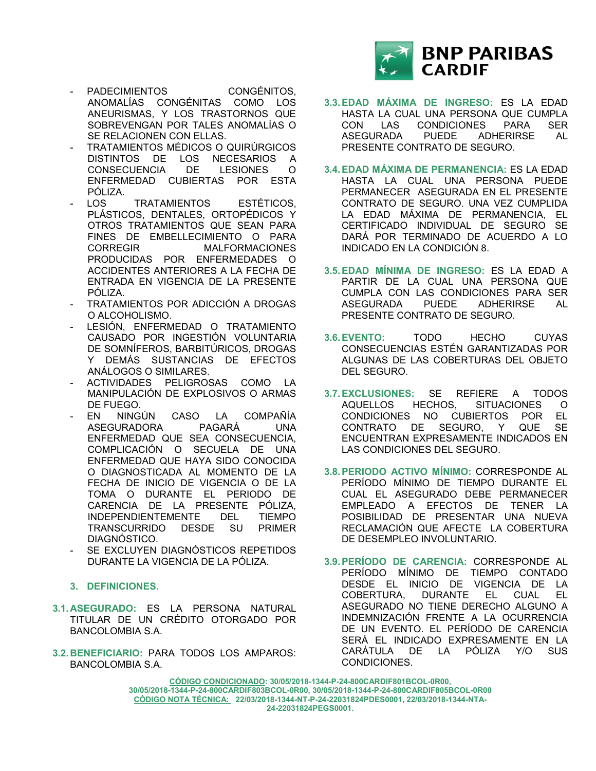- PADECIMIENTOS CONGÉNITOS, ANOMALÍAS CONGÉNITAS COMO LOS ANEURISMAS, Y LOS TRASTORNOS QUE SOBREVENGAN POR TALES ANOMALÍAS O SE RELACIONEN CON ELLAS.
- TRATAMIENTOS MÉDICOS O QUIRÚRGICOS DISTINTOS DE LOS NECESARIOS A CONSECUENCIA DE LESIONES O ENFERMEDAD CUBIERTAS POR ESTA PÓLIZA.
- LOS TRATAMIENTOS ESTÉTICOS, PLÁSTICOS, DENTALES, ORTOPÉDICOS Y OTROS TRATAMIENTOS QUE SEAN PARA FINES DE EMBELLECIMIENTO O PARA CORREGIR MALFORMACIONES PRODUCIDAS POR ENFERMEDADES O ACCIDENTES ANTERIORES A LA FECHA DE ENTRADA EN VIGENCIA DE LA PRESENTE PÓLIZA.
- TRATAMIENTOS POR ADICCIÓN A DROGAS O ALCOHOLISMO.
- LESIÓN, ENFERMEDAD O TRATAMIENTO CAUSADO POR INGESTIÓN VOLUNTARIA DE SOMNÍFEROS, BARBITÚRICOS, DROGAS Y DEMÁS SUSTANCIAS DE EFECTOS ANÁLOGOS O SIMILARES.
- ACTIVIDADES PELIGROSAS COMO LA MANIPULACIÓN DE EXPLOSIVOS O ARMAS DE FUEGO.
- EN NINGÚN CASO LA COMPAÑÍA ASEGURADORA PAGARÁ UNA ENFERMEDAD QUE SEA CONSECUENCIA, COMPLICACIÓN O SECUELA DE UNA ENFERMEDAD QUE HAYA SIDO CONOCIDA O DIAGNOSTICADA AL MOMENTO DE LA FECHA DE INICIO DE VIGENCIA O DE LA TOMA O DURANTE EL PERIODO DE CARENCIA DE LA PRESENTE PÓLIZA, INDEPENDIENTEMENTE DEL TIEMPO TRANSCURRIDO DESDE SU PRIMER DIAGNÓSTICO.
- SE EXCLUYEN DIAGNÓSTICOS REPETIDOS DURANTE LA VIGENCIA DE LA PÓLIZA.

## 3. DEFINICIONES.

**3.1. ASEGURADO:** ES LA PERSONA NATURAL TITULAR DE UN CRÉDITO OTORGADO POR BANCOLOMBIA S.A.

**3.2. BENEFICIARIO:** PARA TODOS LOS AMPAROS: BANCOLOMBIA S.A.

**3.3. EDAD MÁXIMA DE INGRESO:** ES LA EDAD HASTA LA CUAL UNA PERSONA QUE CUMPLA CON LAS CONDICIONES PARA SER ASEGURADA PUEDE ADHERIRSE AL PRESENTE CONTRATO DE SEGURO.

**3.4. EDAD MÁXIMA DE PERMANENCIA:** ES LA EDAD HASTA LA CUAL UNA PERSONA PUEDE PERMANECER ASEGURADA EN EL PRESENTE CONTRATO DE SEGURO. UNA VEZ CUMPLIDA LA EDAD MÁXIMA DE PERMANENCIA, EL CERTIFICADO INDIVIDUAL DE SEGURO SE DARÁ POR TERMINADO DE ACUERDO A LO INDICADO EN LA CONDICIÓN 8.

**3.5. EDAD MÍNIMA DE INGRESO:** ES LA EDAD A PARTIR DE LA CUAL UNA PERSONA QUE CUMPLA CON LAS CONDICIONES PARA SER ASEGURADA PUEDE ADHERIRSE AL PRESENTE CONTRATO DE SEGURO.

**3.6. EVENTO:** TODO HECHO CUYAS CONSECUENCIAS ESTÉN GARANTIZADAS POR ALGUNAS DE LAS COBERTURAS DEL OBJETO DEL SEGURO.

**3.7. EXCLUSIONES:** SE REFIERE A TODOS AQUELLOS HECHOS, SITUACIONES O CONDICIONES NO CUBIERTOS POR EL CONTRATO DE SEGURO, Y QUE SE ENCUENTRAN EXPRESAMENTE INDICADOS EN LAS CONDICIONES DEL SEGURO.

**3.8. PERIODO ACTIVO MÍNIMO:** CORRESPONDE AL PERÍODO MÍNIMO DE TIEMPO DURANTE EL CUAL EL ASEGURADO DEBE PERMANECER EMPLEADO A EFECTOS DE TENER LA POSIBILIDAD DE PRESENTAR UNA NUEVA RECLAMACIÓN QUE AFECTE LA COBERTURA DE DESEMPLEO INVOLUNTARIO.

**3.9. PERÍODO DE CARENCIA:** CORRESPONDE AL PERÍODO MÍNIMO DE TIEMPO CONTADO DESDE EL INICIO DE VIGENCIA DE LA COBERTURA, DURANTE EL CUAL EL ASEGURADO NO TIENE DERECHO ALGUNO A INDEMNIZACIÓN FRENTE A LA OCURRENCIA DE UN EVENTO. EL PERÍODO DE CARENCIA SERÁ EL INDICADO EXPRESAMENTE EN LA CARÁTULA DE LA PÓLIZA Y/O SUS CONDICIONES.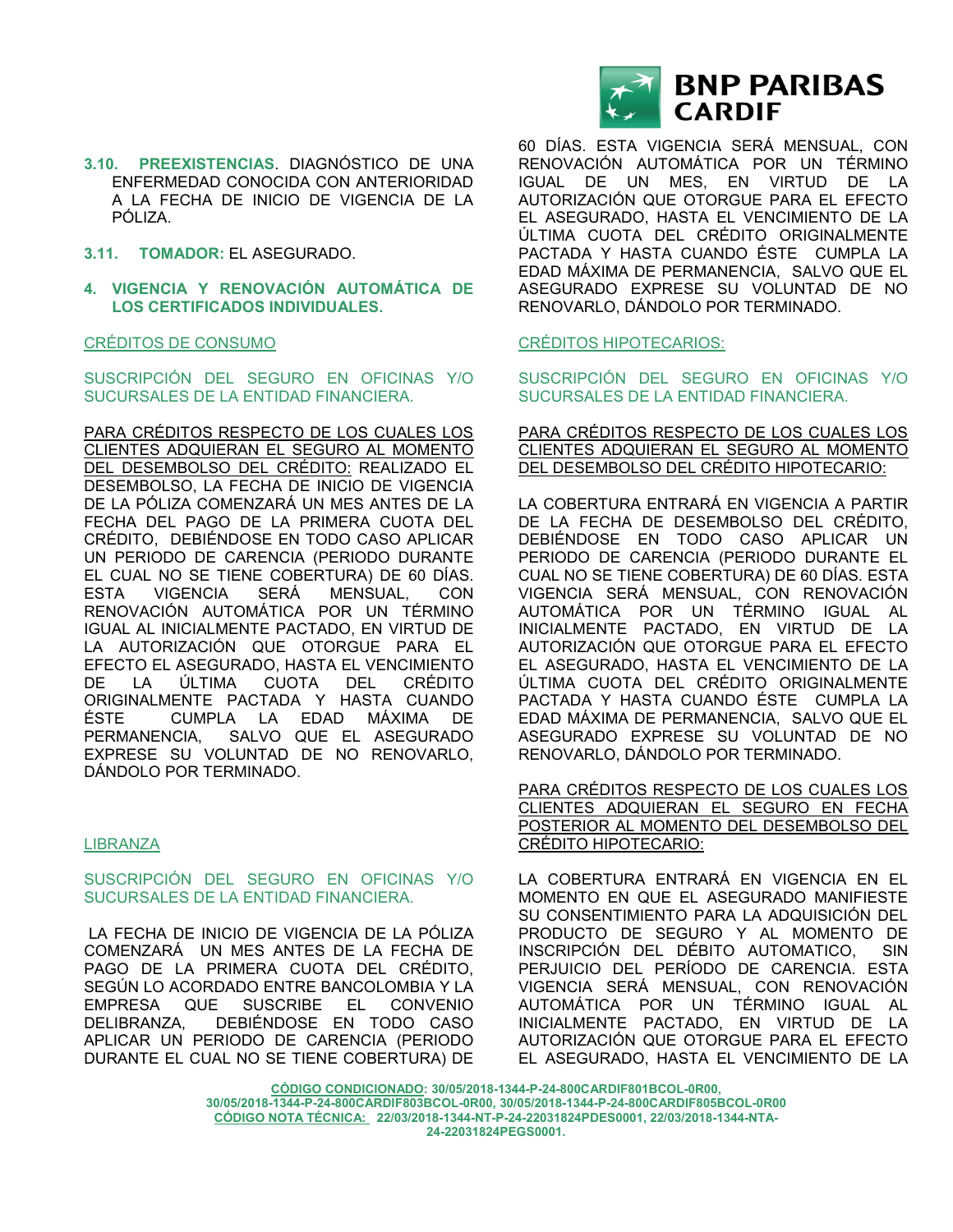**3.10. PREEXISTENCIAS**. DIAGNÓSTICO DE UNA ENFERMEDAD CONOCIDA CON ANTERIORIDAD A LA FECHA DE INICIO DE VIGENCIA DE LA PÓLIZA.

**3.11. TOMADOR:** EL ASEGURADO.

## 4. VIGENCIA Y RENOVACIÓN AUTOMÁTICA DE LOS CERTIFICADOS INDIVIDUALES.

CRÉDITOS DE CONSUMO

SUSCRIPCIÓN DEL SEGURO EN OFICINAS Y/O SUCURSALES DE LA ENTIDAD FINANCIERA.

PARA CRÉDITOS RESPECTO DE LOS CUALES LOS CLIENTES ADQUIERAN EL SEGURO AL MOMENTO DEL DESEMBOLSO DEL CRÉDITO: REALIZADO EL DESEMBOLSO, LA FECHA DE INICIO DE VIGENCIA DE LA PÓLIZA COMENZARÁ UN MES ANTES DE LA FECHA DEL PAGO DE LA PRIMERA CUOTA DEL CRÉDITO, DEBIÉNDOSE EN TODO CASO APLICAR UN PERIODO DE CARENCIA (PERIODO DURANTE EL CUAL NO SE TIENE COBERTURA) DE 60 DÍAS. ESTA VIGENCIA SERÁ MENSUAL, CON RENOVACIÓN AUTOMÁTICA POR UN TÉRMINO IGUAL AL INICIALMENTE PACTADO, EN VIRTUD DE LA AUTORIZACIÓN QUE OTORGUE PARA EL EFECTO EL ASEGURADO, HASTA EL VENCIMIENTO DE LA ÚLTIMA CUOTA DEL CRÉDITO ORIGINALMENTE PACTADA Y HASTA CUANDO ÉSTE CUMPLA LA EDAD MÁXIMA DE PERMANENCIA, SALVO QUE EL ASEGURADO EXPRESE SU VOLUNTAD DE NO RENOVARLO, DÁNDOLO POR TERMINADO.

LIBRANZA

SUSCRIPCIÓN DEL SEGURO EN OFICINAS Y/O SUCURSALES DE LA ENTIDAD FINANCIERA.

LA FECHA DE INICIO DE VIGENCIA DE LA PÓLIZA COMENZARÁ UN MES ANTES DE LA FECHA DE PAGO DE LA PRIMERA CUOTA DEL CRÉDITO, SEGÚN LO ACORDADO ENTRE BANCOLOMBIA Y LA EMPRESA QUE SUSCRIBE EL CONVENIO DELIBRANZA, DEBIÉNDOSE EN TODO CASO APLICAR UN PERIODO DE CARENCIA (PERIODO DURANTE EL CUAL NO SE TIENE COBERTURA) DE 60 DÍAS. ESTA VIGENCIA SERÁ MENSUAL, CON RENOVACIÓN AUTOMÁTICA POR UN TÉRMINO IGUAL DE UN MES, EN VIRTUD DE LA AUTORIZACIÓN QUE OTORGUE PARA EL EFECTO EL ASEGURADO, HASTA EL VENCIMIENTO DE LA ÚLTIMA CUOTA DEL CRÉDITO ORIGINALMENTE PACTADA Y HASTA CUANDO ÉSTE CUMPLA LA EDAD MÁXIMA DE PERMANENCIA, SALVO QUE EL ASEGURADO EXPRESE SU VOLUNTAD DE NO RENOVARLO, DÁNDOLO POR TERMINADO.

CRÉDITOS HIPOTECARIOS:

SUSCRIPCIÓN DEL SEGURO EN OFICINAS Y/O SUCURSALES DE LA ENTIDAD FINANCIERA.

PARA CRÉDITOS RESPECTO DE LOS CUALES LOS CLIENTES ADQUIERAN EL SEGURO AL MOMENTO DEL DESEMBOLSO DEL CRÉDITO HIPOTECARIO:

LA COBERTURA ENTRARÁ EN VIGENCIA A PARTIR DE LA FECHA DE DESEMBOLSO DEL CRÉDITO, DEBIÉNDOSE EN TODO CASO APLICAR UN PERIODO DE CARENCIA (PERIODO DURANTE EL CUAL NO SE TIENE COBERTURA) DE 60 DÍAS. ESTA VIGENCIA SERÁ MENSUAL, CON RENOVACIÓN AUTOMÁTICA POR UN TÉRMINO IGUAL AL INICIALMENTE PACTADO, EN VIRTUD DE LA AUTORIZACIÓN QUE OTORGUE PARA EL EFECTO EL ASEGURADO, HASTA EL VENCIMIENTO DE LA ÚLTIMA CUOTA DEL CRÉDITO ORIGINALMENTE PACTADA Y HASTA CUANDO ÉSTE CUMPLA LA EDAD MÁXIMA DE PERMANENCIA, SALVO QUE EL ASEGURADO EXPRESE SU VOLUNTAD DE NO RENOVARLO, DÁNDOLO POR TERMINADO.

PARA CRÉDITOS RESPECTO DE LOS CUALES LOS CLIENTES ADQUIERAN EL SEGURO EN FECHA POSTERIOR AL MOMENTO DEL DESEMBOLSO DEL CRÉDITO HIPOTECARIO:

LA COBERTURA ENTRARÁ EN VIGENCIA EN EL MOMENTO EN QUE EL ASEGURADO MANIFIESTE SU CONSENTIMIENTO PARA LA ADQUISICIÓN DEL PRODUCTO DE SEGURO Y AL MOMENTO DE INSCRIPCIÓN DEL DÉBITO AUTOMATICO, SIN PERJUICIO DEL PERÍODO DE CARENCIA. ESTA VIGENCIA SERÁ MENSUAL, CON RENOVACIÓN AUTOMÁTICA POR UN TÉRMINO IGUAL AL INICIALMENTE PACTADO, EN VIRTUD DE LA AUTORIZACIÓN QUE OTORGUE PARA EL EFECTO EL ASEGURADO, HASTA EL VENCIMIENTO DE LA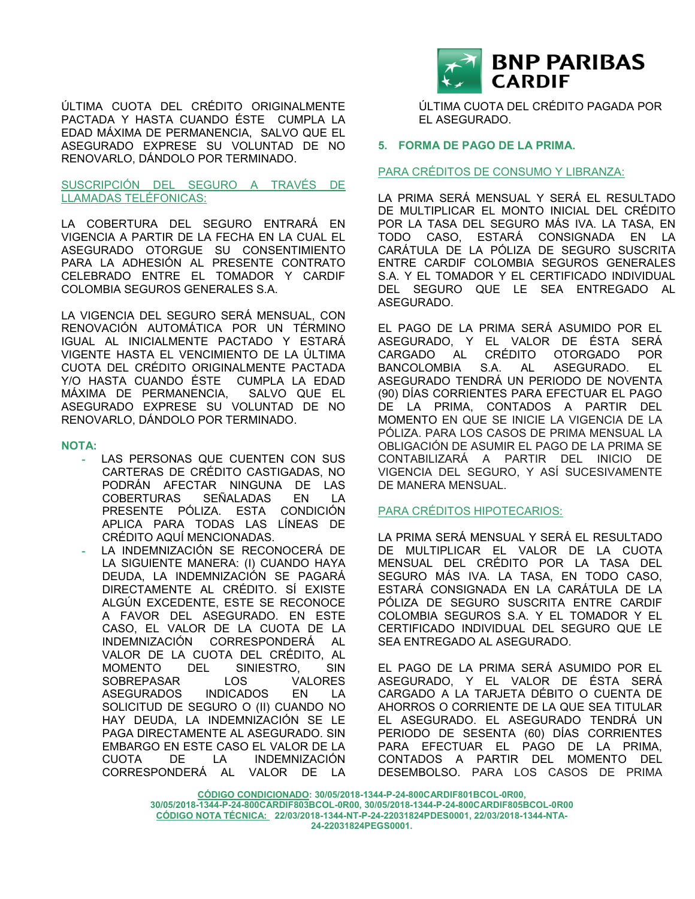ÚLTIMA CUOTA DEL CRÉDITO ORIGINALMENTE PACTADA Y HASTA CUANDO ÉSTE CUMPLA LA EDAD MÁXIMA DE PERMANENCIA, SALVO QUE EL ASEGURADO EXPRESE SU VOLUNTAD DE NO RENOVARLO, DÁNDOLO POR TERMINADO.

SUSCRIPCIÓN DEL SEGURO A TRAVÉS DE LLAMADAS TELÉFONICAS:

LA COBERTURA DEL SEGURO ENTRARÁ EN VIGENCIA A PARTIR DE LA FECHA EN LA CUAL EL ASEGURADO OTORGUE SU CONSENTIMIENTO PARA LA ADHESIÓN AL PRESENTE CONTRATO CELEBRADO ENTRE EL TOMADOR Y CARDIF COLOMBIA SEGUROS GENERALES S.A.

LA VIGENCIA DEL SEGURO SERÁ MENSUAL, CON RENOVACIÓN AUTOMÁTICA POR UN TÉRMINO IGUAL AL INICIALMENTE PACTADO Y ESTARÁ VIGENTE HASTA EL VENCIMIENTO DE LA ÚLTIMA CUOTA DEL CRÉDITO ORIGINALMENTE PACTADA Y/O HASTA CUANDO ÉSTE CUMPLA LA EDAD MÁXIMA DE PERMANENCIA, SALVO QUE EL ASEGURADO EXPRESE SU VOLUNTAD DE NO RENOVARLO, DÁNDOLO POR TERMINADO.

**NOTA:**

- LAS PERSONAS QUE CUENTEN CON SUS CARTERAS DE CRÉDITO CASTIGADAS, NO PODRÁN AFECTAR NINGUNA DE LAS COBERTURAS SEÑALADAS EN LA PRESENTE PÓLIZA. ESTA CONDICIÓN APLICA PARA TODAS LAS LÍNEAS DE CRÉDITO AQUÍ MENCIONADAS.
- LA INDEMNIZACIÓN SE RECONOCERÁ DE LA SIGUIENTE MANERA: (I) CUANDO HAYA DEUDA, LA INDEMNIZACIÓN SE PAGARÁ DIRECTAMENTE AL CRÉDITO. SÍ EXISTE ALGÚN EXCEDENTE, ESTE SE RECONOCE A FAVOR DEL ASEGURADO. EN ESTE CASO, EL VALOR DE LA CUOTA DE LA INDEMNIZACIÓN CORRESPONDERÁ AL VALOR DE LA CUOTA DEL CRÉDITO, AL MOMENTO DEL SINIESTRO, SIN SOBREPASAR LOS VALORES ASEGURADOS INDICADOS EN LA SOLICITUD DE SEGURO O (II) CUANDO NO HAY DEUDA, LA INDEMNIZACIÓN SE LE PAGA DIRECTAMENTE AL ASEGURADO. SIN EMBARGO EN ESTE CASO EL VALOR DE LA CUOTA DE LA INDEMNIZACIÓN CORRESPONDERÁ AL VALOR DE LA ÚLTIMA CUOTA DEL CRÉDITO PAGADA POR EL ASEGURADO.

## 5. FORMA DE PAGO DE LA PRIMA.

PARA CRÉDITOS DE CONSUMO Y LIBRANZA:

LA PRIMA SERÁ MENSUAL Y SERÁ EL RESULTADO DE MULTIPLICAR EL MONTO INICIAL DEL CRÉDITO POR LA TASA DEL SEGURO MÁS IVA. LA TASA, EN TODO CASO, ESTARÁ CONSIGNADA EN LA CARÁTULA DE LA PÓLIZA DE SEGURO SUSCRITA ENTRE CARDIF COLOMBIA SEGUROS GENERALES S.A. Y EL TOMADOR Y EL CERTIFICADO INDIVIDUAL DEL SEGURO QUE LE SEA ENTREGADO AL ASEGURADO.

EL PAGO DE LA PRIMA SERÁ ASUMIDO POR EL ASEGURADO, Y EL VALOR DE ÉSTA SERÁ CARGADO AL CRÉDITO OTORGADO POR BANCOLOMBIA S.A. AL ASEGURADO. EL ASEGURADO TENDRÁ UN PERIODO DE NOVENTA (90) DÍAS CORRIENTES PARA EFECTUAR EL PAGO DE LA PRIMA, CONTADOS A PARTIR DEL MOMENTO EN QUE SE INICIE LA VIGENCIA DE LA PÓLIZA. PARA LOS CASOS DE PRIMA MENSUAL LA OBLIGACIÓN DE ASUMIR EL PAGO DE LA PRIMA SE CONTABILIZARÁ A PARTIR DEL INICIO DE VIGENCIA DEL SEGURO, Y ASÍ SUCESIVAMENTE DE MANERA MENSUAL.

PARA CRÉDITOS HIPOTECARIOS:

LA PRIMA SERÁ MENSUAL Y SERÁ EL RESULTADO DE MULTIPLICAR EL VALOR DE LA CUOTA MENSUAL DEL CRÉDITO POR LA TASA DEL SEGURO MÁS IVA. LA TASA, EN TODO CASO, ESTARÁ CONSIGNADA EN LA CARÁTULA DE LA PÓLIZA DE SEGURO SUSCRITA ENTRE CARDIF COLOMBIA SEGUROS S.A. Y EL TOMADOR Y EL CERTIFICADO INDIVIDUAL DEL SEGURO QUE LE SEA ENTREGADO AL ASEGURADO.

EL PAGO DE LA PRIMA SERÁ ASUMIDO POR EL ASEGURADO, Y EL VALOR DE ÉSTA SERÁ CARGADO A LA TARJETA DÉBITO O CUENTA DE AHORROS O CORRIENTE DE LA QUE SEA TITULAR EL ASEGURADO. EL ASEGURADO TENDRÁ UN PERIODO DE SESENTA (60) DÍAS CORRIENTES PARA EFECTUAR EL PAGO DE LA PRIMA, CONTADOS A PARTIR DEL MOMENTO DEL DESEMBOLSO. PARA LOS CASOS DE PRIMA

**CÓDIGO CONDICIONADO: 30/05/2018-1344-P-24-800CARDIF801BCOL-0R00, 30/05/2018-1344-P-24-800CARDIF803BCOL-0R00, 30/05/2018-1344-P-24-800CARDIF805BCOL-0R00**
**CÓDIGO NOTA TÉCNICA: 22/03/2018-1344-NT-P-24-22031824PDES0001, 22/03/2018-1344-NTA-24-22031824PEGS0001.**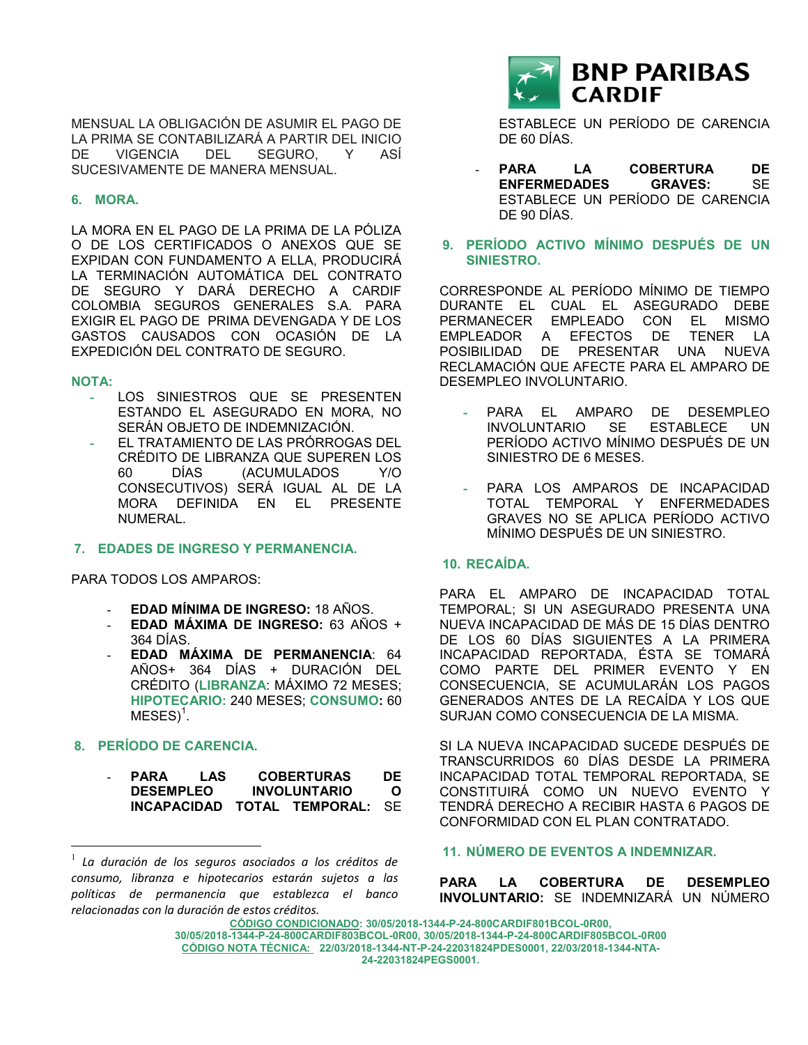MENSUAL LA OBLIGACIÓN DE ASUMIR EL PAGO DE LA PRIMA SE CONTABILIZARÁ A PARTIR DEL INICIO DE VIGENCIA DEL SEGURO, Y ASÍ SUCESIVAMENTE DE MANERA MENSUAL.

## 6. MORA.

LA MORA EN EL PAGO DE LA PRIMA DE LA PÓLIZA O DE LOS CERTIFICADOS O ANEXOS QUE SE EXPIDAN CON FUNDAMENTO A ELLA, PRODUCIRÁ LA TERMINACIÓN AUTOMÁTICA DEL CONTRATO DE SEGURO Y DARÁ DERECHO A CARDIF COLOMBIA SEGUROS GENERALES S.A. PARA EXIGIR EL PAGO DE PRIMA DEVENGADA Y DE LOS GASTOS CAUSADOS CON OCASIÓN DE LA EXPEDICIÓN DEL CONTRATO DE SEGURO.

**NOTA:**

- LOS SINIESTROS QUE SE PRESENTEN ESTANDO EL ASEGURADO EN MORA, NO SERÁN OBJETO DE INDEMNIZACIÓN.
- EL TRATAMIENTO DE LAS PRÓRROGAS DEL CRÉDITO DE LIBRANZA QUE SUPEREN LOS 60 DÍAS (ACUMULADOS Y/O CONSECUTIVOS) SERÁ IGUAL AL DE LA MORA DEFINIDA EN EL PRESENTE NUMERAL.

## 7. EDADES DE INGRESO Y PERMANENCIA.

PARA TODOS LOS AMPAROS:

- **EDAD MÍNIMA DE INGRESO:** 18 AÑOS.
- **EDAD MÁXIMA DE INGRESO:** 63 AÑOS + 364 DÍAS.
- **EDAD MÁXIMA DE PERMANENCIA**: 64 AÑOS+ 364 DÍAS + DURACIÓN DEL CRÉDITO (**LIBRANZA**: MÁXIMO 72 MESES; **HIPOTECARIO:** 240 MESES; **CONSUMO:** 60 MESES)[1].

## 8. PERÍODO DE CARENCIA.

- **PARA LAS COBERTURAS DE DESEMPLEO INVOLUNTARIO O INCAPACIDAD TOTAL TEMPORAL:** SE ESTABLECE UN PERÍODO DE CARENCIA DE 60 DÍAS.
- **PARA LA COBERTURA DE ENFERMEDADES GRAVES:** SE ESTABLECE UN PERÍODO DE CARENCIA DE 90 DÍAS.

## 9. PERÍODO ACTIVO MÍNIMO DESPUÉS DE UN SINIESTRO.

CORRESPONDE AL PERÍODO MÍNIMO DE TIEMPO DURANTE EL CUAL EL ASEGURADO DEBE PERMANECER EMPLEADO CON EL MISMO EMPLEADOR A EFECTOS DE TENER LA POSIBILIDAD DE PRESENTAR UNA NUEVA RECLAMACIÓN QUE AFECTE PARA EL AMPARO DE DESEMPLEO INVOLUNTARIO.

- PARA EL AMPARO DE DESEMPLEO INVOLUNTARIO SE ESTABLECE UN PERÍODO ACTIVO MÍNIMO DESPUÉS DE UN SINIESTRO DE 6 MESES.
- PARA LOS AMPAROS DE INCAPACIDAD TOTAL TEMPORAL Y ENFERMEDADES GRAVES NO SE APLICA PERÍODO ACTIVO MÍNIMO DESPUÉS DE UN SINIESTRO.

## 10. RECAÍDA.

PARA EL AMPARO DE INCAPACIDAD TOTAL TEMPORAL; SI UN ASEGURADO PRESENTA UNA NUEVA INCAPACIDAD DE MÁS DE 15 DÍAS DENTRO DE LOS 60 DÍAS SIGUIENTES A LA PRIMERA INCAPACIDAD REPORTADA, ÉSTA SE TOMARÁ COMO PARTE DEL PRIMER EVENTO Y EN CONSECUENCIA, SE ACUMULARÁN LOS PAGOS GENERADOS ANTES DE LA RECAÍDA Y LOS QUE SURJAN COMO CONSECUENCIA DE LA MISMA.

SI LA NUEVA INCAPACIDAD SUCEDE DESPUÉS DE TRANSCURRIDOS 60 DÍAS DESDE LA PRIMERA INCAPACIDAD TOTAL TEMPORAL REPORTADA, SE CONSTITUIRÁ COMO UN NUEVO EVENTO Y TENDRÁ DERECHO A RECIBIR HASTA 6 PAGOS DE CONFORMIDAD CON EL PLAN CONTRATADO.

## 11. NÚMERO DE EVENTOS A INDEMNIZAR.

**PARA LA COBERTURA DE DESEMPLEO INVOLUNTARIO:** SE INDEMNIZARÁ UN NÚMERO

---

[1] *La duración de los seguros asociados a los créditos de consumo, libranza e hipotecarios estarán sujetos a las políticas de permanencia que establezca el banco relacionadas con la duración de estos créditos.*

**CÓDIGO CONDICIONADO: 30/05/2018-1344-P-24-800CARDIF801BCOL-0R00, 30/05/2018-1344-P-24-800CARDIF803BCOL-0R00, 30/05/2018-1344-P-24-800CARDIF805BCOL-0R00**
**CÓDIGO NOTA TÉCNICA: 22/03/2018-1344-NT-P-24-22031824PDES0001, 22/03/2018-1344-NTA-24-22031824PEGS0001.**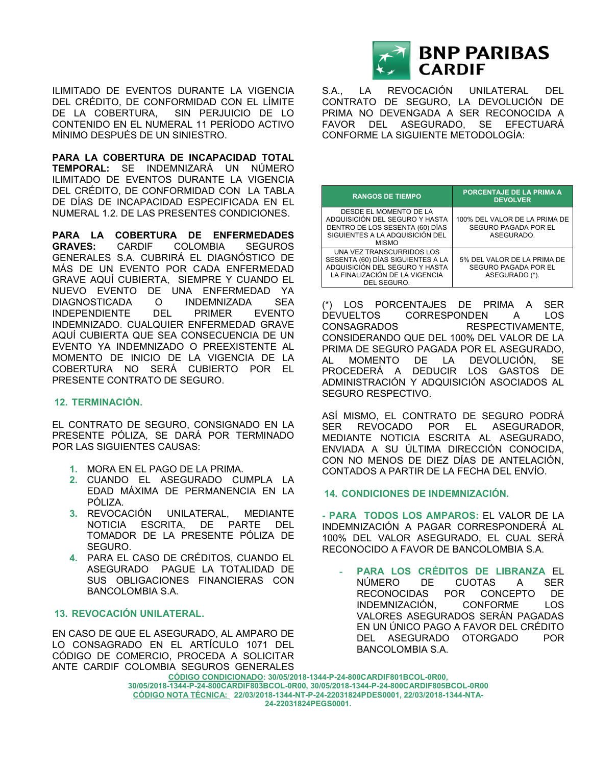ILIMITADO DE EVENTOS DURANTE LA VIGENCIA DEL CRÉDITO, DE CONFORMIDAD CON EL LÍMITE DE LA COBERTURA, SIN PERJUICIO DE LO CONTENIDO EN EL NUMERAL 11 PERÍODO ACTIVO MÍNIMO DESPUÉS DE UN SINIESTRO.

**PARA LA COBERTURA DE INCAPACIDAD TOTAL TEMPORAL:** SE INDEMNIZARÁ UN NÚMERO ILIMITADO DE EVENTOS DURANTE LA VIGENCIA DEL CRÉDITO, DE CONFORMIDAD CON LA TABLA DE DÍAS DE INCAPACIDAD ESPECIFICADA EN EL NUMERAL 1.2. DE LAS PRESENTES CONDICIONES.

**PARA LA COBERTURA DE ENFERMEDADES GRAVES:** CARDIF COLOMBIA SEGUROS GENERALES S.A. CUBRIRÁ EL DIAGNÓSTICO DE MÁS DE UN EVENTO POR CADA ENFERMEDAD GRAVE AQUÍ CUBIERTA, SIEMPRE Y CUANDO EL NUEVO EVENTO DE UNA ENFERMEDAD YA DIAGNOSTICADA O INDEMNIZADA SEA INDEPENDIENTE DEL PRIMER EVENTO INDEMNIZADO. CUALQUIER ENFERMEDAD GRAVE AQUÍ CUBIERTA QUE SEA CONSECUENCIA DE UN EVENTO YA INDEMNIZADO O PREEXISTENTE AL MOMENTO DE INICIO DE LA VIGENCIA DE LA COBERTURA NO SERÁ CUBIERTO POR EL PRESENTE CONTRATO DE SEGURO.

## 12. TERMINACIÓN.

EL CONTRATO DE SEGURO, CONSIGNADO EN LA PRESENTE PÓLIZA, SE DARÁ POR TERMINADO POR LAS SIGUIENTES CAUSAS:

1. MORA EN EL PAGO DE LA PRIMA.
2. CUANDO EL ASEGURADO CUMPLA LA EDAD MÁXIMA DE PERMANENCIA EN LA PÓLIZA.
3. REVOCACIÓN UNILATERAL, MEDIANTE NOTICIA ESCRITA, DE PARTE DEL TOMADOR DE LA PRESENTE PÓLIZA DE SEGURO.
4. PARA EL CASO DE CRÉDITOS, CUANDO EL ASEGURADO PAGUE LA TOTALIDAD DE SUS OBLIGACIONES FINANCIERAS CON BANCOLOMBIA S.A.

## 13. REVOCACIÓN UNILATERAL.

EN CASO DE QUE EL ASEGURADO, AL AMPARO DE LO CONSAGRADO EN EL ARTÍCULO 1071 DEL CÓDIGO DE COMERCIO, PROCEDA A SOLICITAR ANTE CARDIF COLOMBIA SEGUROS GENERALES S.A., LA REVOCACIÓN UNILATERAL DEL CONTRATO DE SEGURO, LA DEVOLUCIÓN DE PRIMA NO DEVENGADA A SER RECONOCIDA A FAVOR DEL ASEGURADO, SE EFECTUARÁ CONFORME LA SIGUIENTE METODOLOGÍA:

| RANGOS DE TIEMPO | PORCENTAJE DE LA PRIMA A DEVOLVER |
|---|---|
| DESDE EL MOMENTO DE LA ADQUISICIÓN DEL SEGURO Y HASTA DENTRO DE LOS SESENTA (60) DÍAS SIGUIENTES A LA ADQUISICIÓN DEL MISMO | 100% DEL VALOR DE LA PRIMA DE SEGURO PAGADA POR EL ASEGURADO. |
| UNA VEZ TRANSCURRIDOS LOS SESENTA (60) DÍAS SIGUIENTES A LA ADQUISICIÓN DEL SEGURO Y HASTA LA FINALIZACIÓN DE LA VIGENCIA DEL SEGURO. | 5% DEL VALOR DE LA PRIMA DE SEGURO PAGADA POR EL ASEGURADO (*). |

(*) LOS PORCENTAJES DE PRIMA A SER DEVUELTOS CORRESPONDEN A LOS CONSAGRADOS RESPECTIVAMENTE, CONSIDERANDO QUE DEL 100% DEL VALOR DE LA PRIMA DE SEGURO PAGADA POR EL ASEGURADO, AL MOMENTO DE LA DEVOLUCIÓN, SE PROCEDERÁ A DEDUCIR LOS GASTOS DE ADMINISTRACIÓN Y ADQUISICIÓN ASOCIADOS AL SEGURO RESPECTIVO.

ASÍ MISMO, EL CONTRATO DE SEGURO PODRÁ SER REVOCADO POR EL ASEGURADOR, MEDIANTE NOTICIA ESCRITA AL ASEGURADO, ENVIADA A SU ÚLTIMA DIRECCIÓN CONOCIDA, CON NO MENOS DE DIEZ DÍAS DE ANTELACIÓN, CONTADOS A PARTIR DE LA FECHA DEL ENVÍO.

## 14. CONDICIONES DE INDEMNIZACIÓN.

**- PARA TODOS LOS AMPAROS:** EL VALOR DE LA INDEMNIZACIÓN A PAGAR CORRESPONDERÁ AL 100% DEL VALOR ASEGURADO, EL CUAL SERÁ RECONOCIDO A FAVOR DE BANCOLOMBIA S.A.

- **PARA LOS CRÉDITOS DE LIBRANZA** EL NÚMERO DE CUOTAS A SER RECONOCIDAS POR CONCEPTO DE INDEMNIZACIÓN, CONFORME LOS VALORES ASEGURADOS SERÁN PAGADAS EN UN ÚNICO PAGO A FAVOR DEL CRÉDITO DEL ASEGURADO OTORGADO POR BANCOLOMBIA S.A.

**CÓDIGO CONDICIONADO: 30/05/2018-1344-P-24-800CARDIF801BCOL-0R00, 30/05/2018-1344-P-24-800CARDIF803BCOL-0R00, 30/05/2018-1344-P-24-800CARDIF805BCOL-0R00**
**CÓDIGO NOTA TÉCNICA: 22/03/2018-1344-NT-P-24-22031824PDES0001, 22/03/2018-1344-NTA-24-22031824PEGS0001.**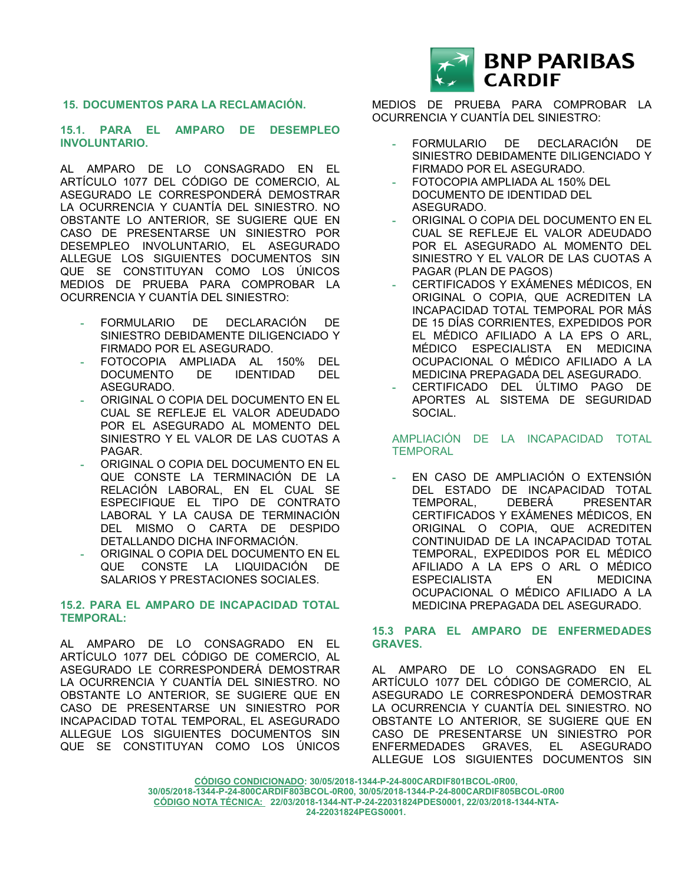## 15. DOCUMENTOS PARA LA RECLAMACIÓN.

### 15.1. PARA EL AMPARO DE DESEMPLEO INVOLUNTARIO.

AL AMPARO DE LO CONSAGRADO EN EL ARTÍCULO 1077 DEL CÓDIGO DE COMERCIO, AL ASEGURADO LE CORRESPONDERÁ DEMOSTRAR LA OCURRENCIA Y CUANTÍA DEL SINIESTRO. NO OBSTANTE LO ANTERIOR, SE SUGIERE QUE EN CASO DE PRESENTARSE UN SINIESTRO POR DESEMPLEO INVOLUNTARIO, EL ASEGURADO ALLEGUE LOS SIGUIENTES DOCUMENTOS SIN QUE SE CONSTITUYAN COMO LOS ÚNICOS MEDIOS DE PRUEBA PARA COMPROBAR LA OCURRENCIA Y CUANTÍA DEL SINIESTRO:

- FORMULARIO DE DECLARACIÓN DE SINIESTRO DEBIDAMENTE DILIGENCIADO Y FIRMADO POR EL ASEGURADO.
- FOTOCOPIA AMPLIADA AL 150% DEL DOCUMENTO DE IDENTIDAD DEL ASEGURADO.
- ORIGINAL O COPIA DEL DOCUMENTO EN EL CUAL SE REFLEJE EL VALOR ADEUDADO POR EL ASEGURADO AL MOMENTO DEL SINIESTRO Y EL VALOR DE LAS CUOTAS A PAGAR.
- ORIGINAL O COPIA DEL DOCUMENTO EN EL QUE CONSTE LA TERMINACIÓN DE LA RELACIÓN LABORAL, EN EL CUAL SE ESPECIFIQUE EL TIPO DE CONTRATO LABORAL Y LA CAUSA DE TERMINACIÓN DEL MISMO O CARTA DE DESPIDO DETALLANDO DICHA INFORMACIÓN.
- ORIGINAL O COPIA DEL DOCUMENTO EN EL QUE CONSTE LA LIQUIDACIÓN DE SALARIOS Y PRESTACIONES SOCIALES.

### 15.2. PARA EL AMPARO DE INCAPACIDAD TOTAL TEMPORAL:

AL AMPARO DE LO CONSAGRADO EN EL ARTÍCULO 1077 DEL CÓDIGO DE COMERCIO, AL ASEGURADO LE CORRESPONDERÁ DEMOSTRAR LA OCURRENCIA Y CUANTÍA DEL SINIESTRO. NO OBSTANTE LO ANTERIOR, SE SUGIERE QUE EN CASO DE PRESENTARSE UN SINIESTRO POR INCAPACIDAD TOTAL TEMPORAL, EL ASEGURADO ALLEGUE LOS SIGUIENTES DOCUMENTOS SIN QUE SE CONSTITUYAN COMO LOS ÚNICOS MEDIOS DE PRUEBA PARA COMPROBAR LA OCURRENCIA Y CUANTÍA DEL SINIESTRO:

- FORMULARIO DE DECLARACIÓN DE SINIESTRO DEBIDAMENTE DILIGENCIADO Y FIRMADO POR EL ASEGURADO.
- FOTOCOPIA AMPLIADA AL 150% DEL DOCUMENTO DE IDENTIDAD DEL ASEGURADO.
- ORIGINAL O COPIA DEL DOCUMENTO EN EL CUAL SE REFLEJE EL VALOR ADEUDADO POR EL ASEGURADO AL MOMENTO DEL SINIESTRO Y EL VALOR DE LAS CUOTAS A PAGAR (PLAN DE PAGOS)
- CERTIFICADOS Y EXÁMENES MÉDICOS, EN ORIGINAL O COPIA, QUE ACREDITEN LA INCAPACIDAD TOTAL TEMPORAL POR MÁS DE 15 DÍAS CORRIENTES, EXPEDIDOS POR EL MÉDICO AFILIADO A LA EPS O ARL, MÉDICO ESPECIALISTA EN MEDICINA OCUPACIONAL O MÉDICO AFILIADO A LA MEDICINA PREPAGADA DEL ASEGURADO.
- CERTIFICADO DEL ÚLTIMO PAGO DE APORTES AL SISTEMA DE SEGURIDAD SOCIAL.

AMPLIACIÓN DE LA INCAPACIDAD TOTAL TEMPORAL

- EN CASO DE AMPLIACIÓN O EXTENSIÓN DEL ESTADO DE INCAPACIDAD TOTAL TEMPORAL, DEBERÁ PRESENTAR CERTIFICADOS Y EXÁMENES MÉDICOS, EN ORIGINAL O COPIA, QUE ACREDITEN CONTINUIDAD DE LA INCAPACIDAD TOTAL TEMPORAL, EXPEDIDOS POR EL MÉDICO AFILIADO A LA EPS O ARL O MÉDICO ESPECIALISTA EN MEDICINA OCUPACIONAL O MÉDICO AFILIADO A LA MEDICINA PREPAGADA DEL ASEGURADO.

### 15.3 PARA EL AMPARO DE ENFERMEDADES GRAVES.

AL AMPARO DE LO CONSAGRADO EN EL ARTÍCULO 1077 DEL CÓDIGO DE COMERCIO, AL ASEGURADO LE CORRESPONDERÁ DEMOSTRAR LA OCURRENCIA Y CUANTÍA DEL SINIESTRO. NO OBSTANTE LO ANTERIOR, SE SUGIERE QUE EN CASO DE PRESENTARSE UN SINIESTRO POR ENFERMEDADES GRAVES, EL ASEGURADO ALLEGUE LOS SIGUIENTES DOCUMENTOS SIN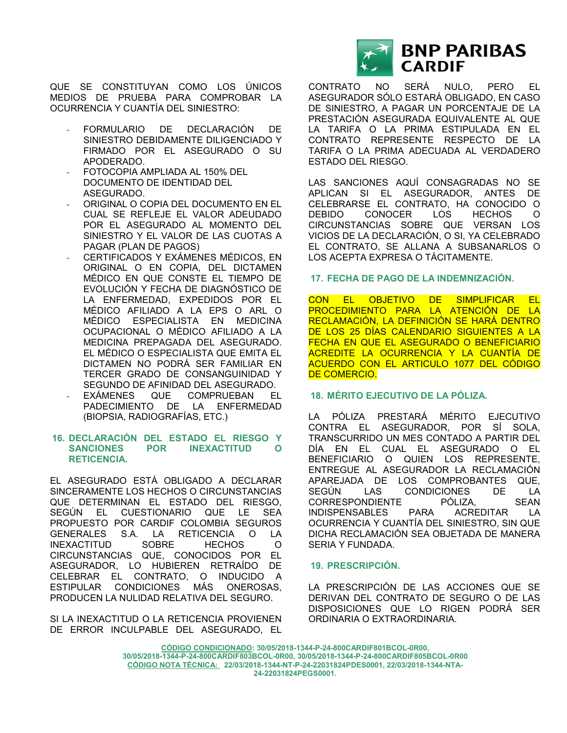QUE SE CONSTITUYAN COMO LOS ÚNICOS MEDIOS DE PRUEBA PARA COMPROBAR LA OCURRENCIA Y CUANTÍA DEL SINIESTRO:

- FORMULARIO DE DECLARACIÓN DE SINIESTRO DEBIDAMENTE DILIGENCIADO Y FIRMADO POR EL ASEGURADO O SU APODERADO.
- FOTOCOPIA AMPLIADA AL 150% DEL DOCUMENTO DE IDENTIDAD DEL ASEGURADO.
- ORIGINAL O COPIA DEL DOCUMENTO EN EL CUAL SE REFLEJE EL VALOR ADEUDADO POR EL ASEGURADO AL MOMENTO DEL SINIESTRO Y EL VALOR DE LAS CUOTAS A PAGAR (PLAN DE PAGOS)
- CERTIFICADOS Y EXÁMENES MÉDICOS, EN ORIGINAL O EN COPIA, DEL DICTAMEN MÉDICO EN QUE CONSTE EL TIEMPO DE EVOLUCIÓN Y FECHA DE DIAGNÓSTICO DE LA ENFERMEDAD, EXPEDIDOS POR EL MÉDICO AFILIADO A LA EPS O ARL O MÉDICO ESPECIALISTA EN MEDICINA OCUPACIONAL O MÉDICO AFILIADO A LA MEDICINA PREPAGADA DEL ASEGURADO. EL MÉDICO O ESPECIALISTA QUE EMITA EL DICTAMEN NO PODRÁ SER FAMILIAR EN TERCER GRADO DE CONSANGUINIDAD Y SEGUNDO DE AFINIDAD DEL ASEGURADO.
- EXÁMENES QUE COMPRUEBAN EL PADECIMIENTO DE LA ENFERMEDAD (BIOPSIA, RADIOGRAFÍAS, ETC.)

## 16. DECLARACIÓN DEL ESTADO EL RIESGO Y SANCIONES POR INEXACTITUD O RETICENCIA.

EL ASEGURADO ESTÁ OBLIGADO A DECLARAR SINCERAMENTE LOS HECHOS O CIRCUNSTANCIAS QUE DETERMINAN EL ESTADO DEL RIESGO, SEGÚN EL CUESTIONARIO QUE LE SEA PROPUESTO POR CARDIF COLOMBIA SEGUROS GENERALES S.A. LA RETICENCIA O LA INEXACTITUD SOBRE HECHOS O CIRCUNSTANCIAS QUE, CONOCIDOS POR EL ASEGURADOR, LO HUBIEREN RETRAÍDO DE CELEBRAR EL CONTRATO, O INDUCIDO A ESTIPULAR CONDICIONES MÁS ONEROSAS, PRODUCEN LA NULIDAD RELATIVA DEL SEGURO.

SI LA INEXACTITUD O LA RETICENCIA PROVIENEN DE ERROR INCULPABLE DEL ASEGURADO, EL CONTRATO NO SERÁ NULO, PERO EL ASEGURADOR SÓLO ESTARÁ OBLIGADO, EN CASO DE SINIESTRO, A PAGAR UN PORCENTAJE DE LA PRESTACIÓN ASEGURADA EQUIVALENTE AL QUE LA TARIFA O LA PRIMA ESTIPULADA EN EL CONTRATO REPRESENTE RESPECTO DE LA TARIFA O LA PRIMA ADECUADA AL VERDADERO ESTADO DEL RIESGO.

LAS SANCIONES AQUÍ CONSAGRADAS NO SE APLICAN SI EL ASEGURADOR, ANTES DE CELEBRARSE EL CONTRATO, HA CONOCIDO O DEBIDO CONOCER LOS HECHOS O CIRCUNSTANCIAS SOBRE QUE VERSAN LOS VICIOS DE LA DECLARACIÓN, O SI, YA CELEBRADO EL CONTRATO, SE ALLANA A SUBSANARLOS O LOS ACEPTA EXPRESA O TÁCITAMENTE.

## 17. FECHA DE PAGO DE LA INDEMNIZACIÓN.

CON EL OBJETIVO DE SIMPLIFICAR EL PROCEDIMIENTO PARA LA ATENCIÓN DE LA RECLAMACIÓN, LA DEFINICIÓN SE HARÁ DENTRO DE LOS 25 DÍAS CALENDARIO SIGUIENTES A LA FECHA EN QUE EL ASEGURADO O BENEFICIARIO ACREDITE LA OCURRENCIA Y LA CUANTÍA DE ACUERDO CON EL ARTICULO 1077 DEL CÓDIGO DE COMERCIO.

## 18. MÉRITO EJECUTIVO DE LA PÓLIZA.

LA PÓLIZA PRESTARÁ MÉRITO EJECUTIVO CONTRA EL ASEGURADOR, POR SÍ SOLA, TRANSCURRIDO UN MES CONTADO A PARTIR DEL DÍA EN EL CUAL EL ASEGURADO O EL BENEFICIARIO O QUIEN LOS REPRESENTE, ENTREGUE AL ASEGURADOR LA RECLAMACIÓN APAREJADA DE LOS COMPROBANTES QUE, SEGÚN LAS CONDICIONES DE LA CORRESPONDIENTE PÓLIZA, SEAN INDISPENSABLES PARA ACREDITAR LA OCURRENCIA Y CUANTÍA DEL SINIESTRO, SIN QUE DICHA RECLAMACIÓN SEA OBJETADA DE MANERA SERIA Y FUNDADA.

## 19. PRESCRIPCIÓN.

LA PRESCRIPCIÓN DE LAS ACCIONES QUE SE DERIVAN DEL CONTRATO DE SEGURO O DE LAS DISPOSICIONES QUE LO RIGEN PODRÁ SER ORDINARIA O EXTRAORDINARIA.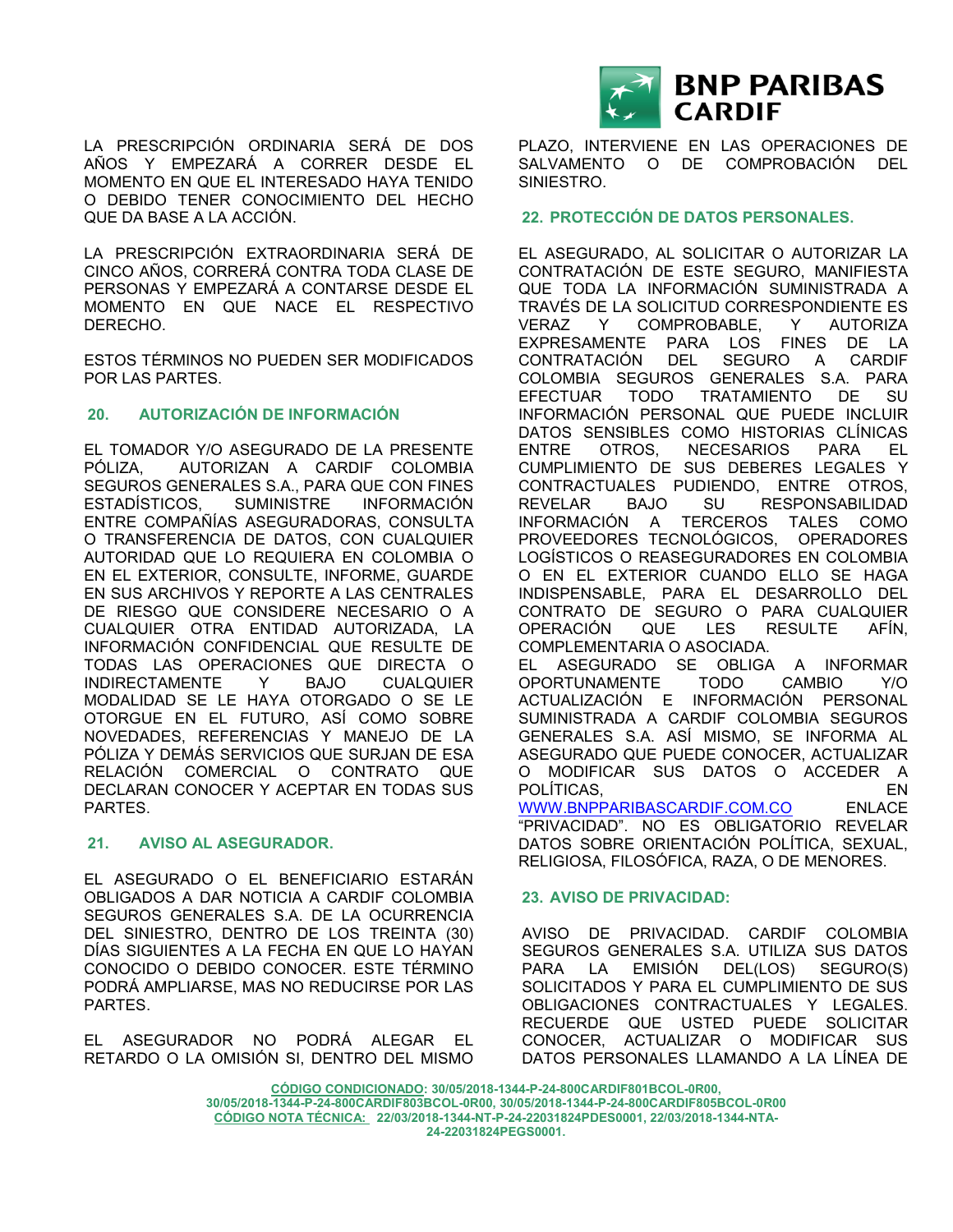LA PRESCRIPCIÓN ORDINARIA SERÁ DE DOS AÑOS Y EMPEZARÁ A CORRER DESDE EL MOMENTO EN QUE EL INTERESADO HAYA TENIDO O DEBIDO TENER CONOCIMIENTO DEL HECHO QUE DA BASE A LA ACCIÓN.

LA PRESCRIPCIÓN EXTRAORDINARIA SERÁ DE CINCO AÑOS, CORRERÁ CONTRA TODA CLASE DE PERSONAS Y EMPEZARÁ A CONTARSE DESDE EL MOMENTO EN QUE NACE EL RESPECTIVO DERECHO.

ESTOS TÉRMINOS NO PUEDEN SER MODIFICADOS POR LAS PARTES.

## 20. AUTORIZACIÓN DE INFORMACIÓN

EL TOMADOR Y/O ASEGURADO DE LA PRESENTE PÓLIZA, AUTORIZAN A CARDIF COLOMBIA SEGUROS GENERALES S.A., PARA QUE CON FINES ESTADÍSTICOS, SUMINISTRE INFORMACIÓN ENTRE COMPAÑÍAS ASEGURADORAS, CONSULTA O TRANSFERENCIA DE DATOS, CON CUALQUIER AUTORIDAD QUE LO REQUIERA EN COLOMBIA O EN EL EXTERIOR, CONSULTE, INFORME, GUARDE EN SUS ARCHIVOS Y REPORTE A LAS CENTRALES DE RIESGO QUE CONSIDERE NECESARIO O A CUALQUIER OTRA ENTIDAD AUTORIZADA, LA INFORMACIÓN CONFIDENCIAL QUE RESULTE DE TODAS LAS OPERACIONES QUE DIRECTA O INDIRECTAMENTE Y BAJO CUALQUIER MODALIDAD SE LE HAYA OTORGADO O SE LE OTORGUE EN EL FUTURO, ASÍ COMO SOBRE NOVEDADES, REFERENCIAS Y MANEJO DE LA PÓLIZA Y DEMÁS SERVICIOS QUE SURJAN DE ESA RELACIÓN COMERCIAL O CONTRATO QUE DECLARAN CONOCER Y ACEPTAR EN TODAS SUS PARTES.

## 21. AVISO AL ASEGURADOR.

EL ASEGURADO O EL BENEFICIARIO ESTARÁN OBLIGADOS A DAR NOTICIA A CARDIF COLOMBIA SEGUROS GENERALES S.A. DE LA OCURRENCIA DEL SINIESTRO, DENTRO DE LOS TREINTA (30) DÍAS SIGUIENTES A LA FECHA EN QUE LO HAYAN CONOCIDO O DEBIDO CONOCER. ESTE TÉRMINO PODRÁ AMPLIARSE, MAS NO REDUCIRSE POR LAS PARTES.

EL ASEGURADOR NO PODRÁ ALEGAR EL RETARDO O LA OMISIÓN SI, DENTRO DEL MISMO PLAZO, INTERVIENE EN LAS OPERACIONES DE SALVAMENTO O DE COMPROBACIÓN DEL SINIESTRO.

## 22. PROTECCIÓN DE DATOS PERSONALES.

EL ASEGURADO, AL SOLICITAR O AUTORIZAR LA CONTRATACIÓN DE ESTE SEGURO, MANIFIESTA QUE TODA LA INFORMACIÓN SUMINISTRADA A TRAVÉS DE LA SOLICITUD CORRESPONDIENTE ES VERAZ Y COMPROBABLE, Y AUTORIZA EXPRESAMENTE PARA LOS FINES DE LA CONTRATACIÓN DEL SEGURO A CARDIF COLOMBIA SEGUROS GENERALES S.A. PARA EFECTUAR TODO TRATAMIENTO DE SU INFORMACIÓN PERSONAL QUE PUEDE INCLUIR DATOS SENSIBLES COMO HISTORIAS CLÍNICAS ENTRE OTROS, NECESARIOS PARA EL CUMPLIMIENTO DE SUS DEBERES LEGALES Y CONTRACTUALES PUDIENDO, ENTRE OTROS, REVELAR BAJO SU RESPONSABILIDAD INFORMACIÓN A TERCEROS TALES COMO PROVEEDORES TECNOLÓGICOS, OPERADORES LOGÍSTICOS O REASEGURADORES EN COLOMBIA O EN EL EXTERIOR CUANDO ELLO SE HAGA INDISPENSABLE, PARA EL DESARROLLO DEL CONTRATO DE SEGURO O PARA CUALQUIER OPERACIÓN QUE LES RESULTE AFÍN, COMPLEMENTARIA O ASOCIADA.

EL ASEGURADO SE OBLIGA A INFORMAR OPORTUNAMENTE TODO CAMBIO Y/O ACTUALIZACIÓN E INFORMACIÓN PERSONAL SUMINISTRADA A CARDIF COLOMBIA SEGUROS GENERALES S.A. ASÍ MISMO, SE INFORMA AL ASEGURADO QUE PUEDE CONOCER, ACTUALIZAR O MODIFICAR SUS DATOS O ACCEDER A POLÍTICAS, EN WWW.BNPPARIBASCARDIF.COM.CO ENLACE "PRIVACIDAD". NO ES OBLIGATORIO REVELAR DATOS SOBRE ORIENTACIÓN POLÍTICA, SEXUAL, RELIGIOSA, FILOSÓFICA, RAZA, O DE MENORES.

## 23. AVISO DE PRIVACIDAD:

AVISO DE PRIVACIDAD. CARDIF COLOMBIA SEGUROS GENERALES S.A. UTILIZA SUS DATOS PARA LA EMISIÓN DEL(LOS) SEGURO(S) SOLICITADOS Y PARA EL CUMPLIMIENTO DE SUS OBLIGACIONES CONTRACTUALES Y LEGALES. RECUERDE QUE USTED PUEDE SOLICITAR CONOCER, ACTUALIZAR O MODIFICAR SUS DATOS PERSONALES LLAMANDO A LA LÍNEA DE

**CÓDIGO CONDICIONADO: 30/05/2018-1344-P-24-800CARDIF801BCOL-0R00, 30/05/2018-1344-P-24-800CARDIF803BCOL-0R00, 30/05/2018-1344-P-24-800CARDIF805BCOL-0R00**
**CÓDIGO NOTA TÉCNICA: 22/03/2018-1344-NT-P-24-22031824PDES0001, 22/03/2018-1344-NTA-24-22031824PEGS0001.**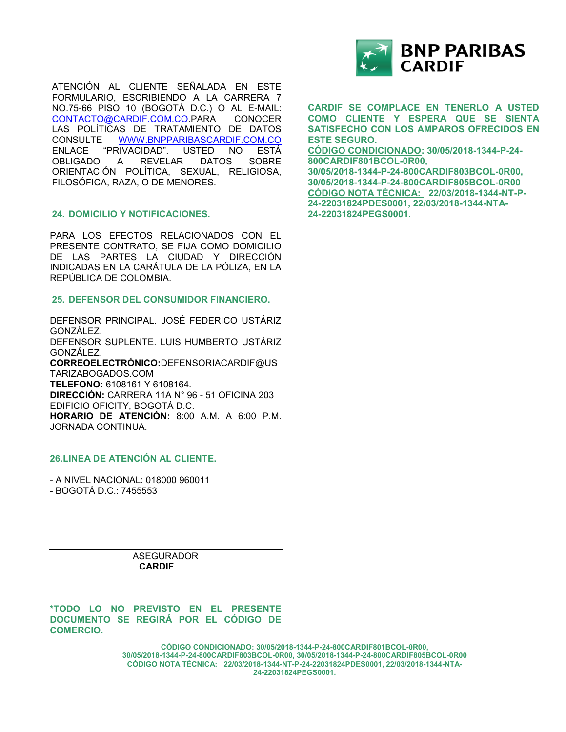ATENCIÓN AL CLIENTE SEÑALADA EN ESTE FORMULARIO, ESCRIBIENDO A LA CARRERA 7 NO.75-66 PISO 10 (BOGOTÁ D.C.) O AL E-MAIL: CONTACTO@CARDIF.COM.CO.PARA CONOCER LAS POLÍTICAS DE TRATAMIENTO DE DATOS CONSULTE WWW.BNPPARIBASCARDIF.COM.CO ENLACE "PRIVACIDAD". USTED NO ESTÁ OBLIGADO A REVELAR DATOS SOBRE ORIENTACIÓN POLÍTICA, SEXUAL, RELIGIOSA, FILOSÓFICA, RAZA, O DE MENORES.

## 24. DOMICILIO Y NOTIFICACIONES.

PARA LOS EFECTOS RELACIONADOS CON EL PRESENTE CONTRATO, SE FIJA COMO DOMICILIO DE LAS PARTES LA CIUDAD Y DIRECCIÓN INDICADAS EN LA CARÁTULA DE LA PÓLIZA, EN LA REPÚBLICA DE COLOMBIA.

## 25. DEFENSOR DEL CONSUMIDOR FINANCIERO.

DEFENSOR PRINCIPAL. JOSÉ FEDERICO USTÁRIZ GONZÁLEZ.
DEFENSOR SUPLENTE. LUIS HUMBERTO USTÁRIZ GONZÁLEZ.
**CORREOELECTRÓNICO:**DEFENSORIACARDIF@USTARIZABOGADOS.COM
**TELEFONO:** 6108161 Y 6108164.
**DIRECCIÓN:** CARRERA 11A N° 96 - 51 OFICINA 203 EDIFICIO OFICITY, BOGOTÁ D.C.
**HORARIO DE ATENCIÓN:** 8:00 A.M. A 6:00 P.M. JORNADA CONTINUA.

## 26.LINEA DE ATENCIÓN AL CLIENTE.

- A NIVEL NACIONAL: 018000 960011
- BOGOTÁ D.C.: 7455553

ASEGURADOR
**CARDIF**

**\*TODO LO NO PREVISTO EN EL PRESENTE DOCUMENTO SE REGIRÁ POR EL CÓDIGO DE COMERCIO.**

**CARDIF SE COMPLACE EN TENERLO A USTED COMO CLIENTE Y ESPERA QUE SE SIENTA SATISFECHO CON LOS AMPAROS OFRECIDOS EN ESTE SEGURO.**

**CÓDIGO CONDICIONADO: 30/05/2018-1344-P-24-800CARDIF801BCOL-0R00, 30/05/2018-1344-P-24-800CARDIF803BCOL-0R00, 30/05/2018-1344-P-24-800CARDIF805BCOL-0R00**

**CÓDIGO NOTA TÉCNICA: 22/03/2018-1344-NT-P-24-22031824PDES0001, 22/03/2018-1344-NTA-24-22031824PEGS0001.**